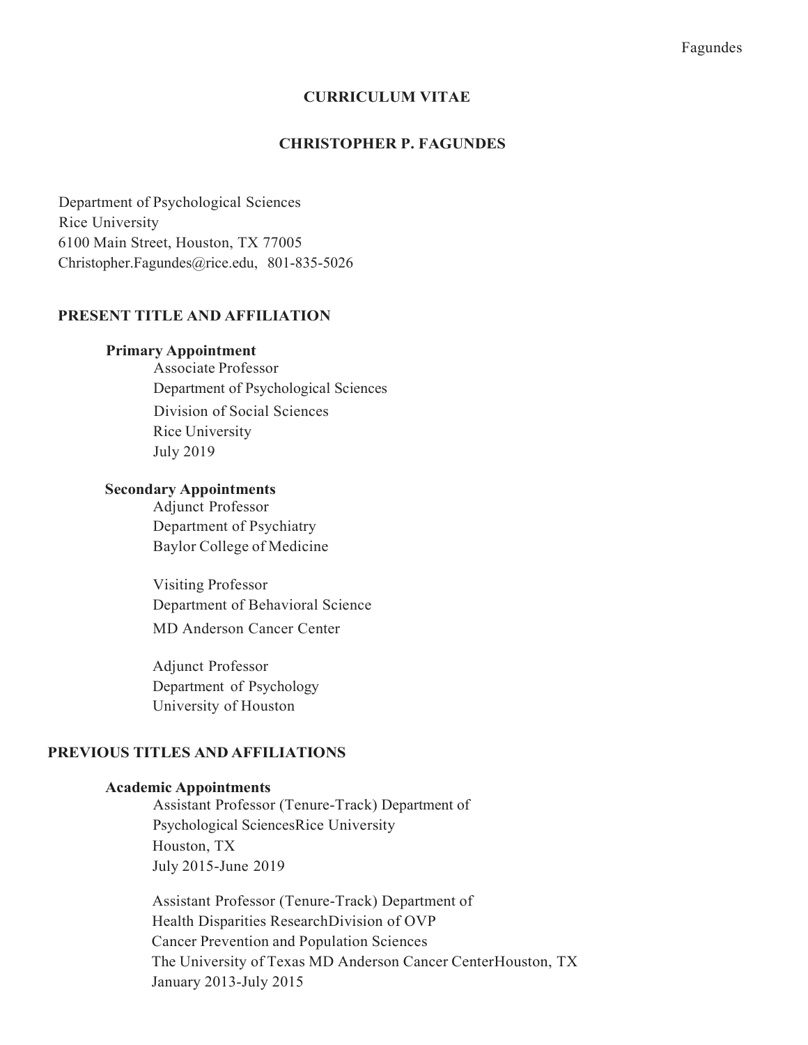# CURRICULUM VITAE

## CHRISTOPHER P. FAGUNDES

Department of Psychological Sciences
Rice University
6100 Main Street, Houston, TX 77005
Christopher.Fagundes@rice.edu, 801-835-5026

## PRESENT TITLE AND AFFILIATION

### Primary Appointment

Associate Professor
Department of Psychological Sciences
Division of Social Sciences
Rice University
July 2019

### Secondary Appointments

Adjunct Professor
Department of Psychiatry
Baylor College of Medicine

Visiting Professor
Department of Behavioral Science
MD Anderson Cancer Center

Adjunct Professor
Department of Psychology
University of Houston

## PREVIOUS TITLES AND AFFILIATIONS

### Academic Appointments

Assistant Professor (Tenure-Track) Department of Psychological SciencesRice University
Houston, TX
July 2015-June 2019

Assistant Professor (Tenure-Track) Department of Health Disparities ResearchDivision of OVP
Cancer Prevention and Population Sciences
The University of Texas MD Anderson Cancer CenterHouston, TX
January 2013-July 2015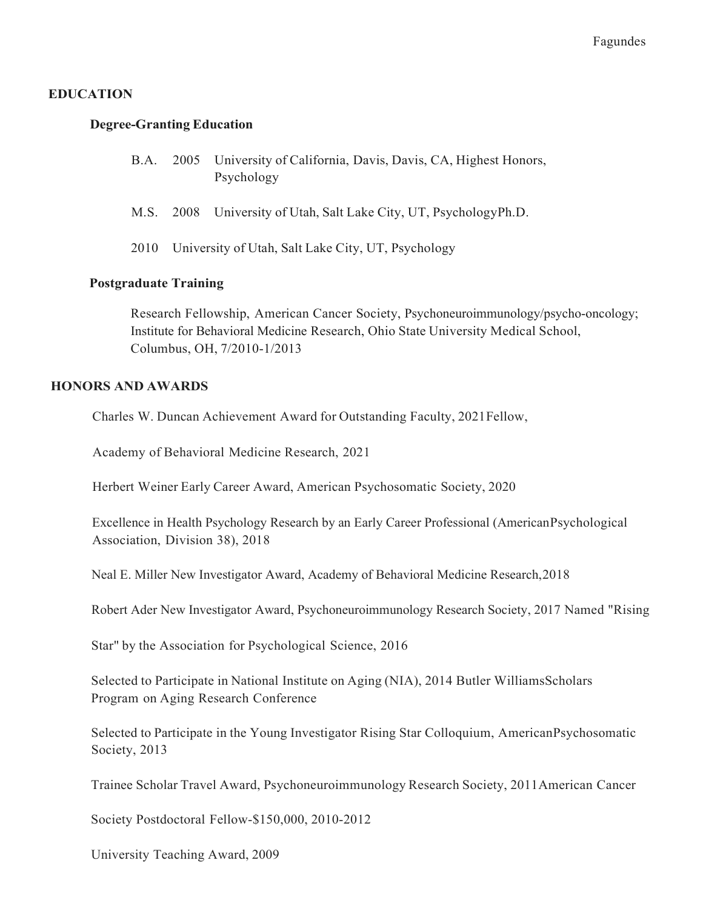## EDUCATION

### Degree-Granting Education

B.A. 2005 University of California, Davis, Davis, CA, Highest Honors, Psychology

M.S. 2008 University of Utah, Salt Lake City, UT, PsychologyPh.D.

2010 University of Utah, Salt Lake City, UT, Psychology

### Postgraduate Training

Research Fellowship, American Cancer Society, Psychoneuroimmunology/psycho-oncology; Institute for Behavioral Medicine Research, Ohio State University Medical School, Columbus, OH, 7/2010-1/2013

## HONORS AND AWARDS

Charles W. Duncan Achievement Award for Outstanding Faculty, 2021Fellow,

Academy of Behavioral Medicine Research, 2021

Herbert Weiner Early Career Award, American Psychosomatic Society, 2020

Excellence in Health Psychology Research by an Early Career Professional (AmericanPsychological Association, Division 38), 2018

Neal E. Miller New Investigator Award, Academy of Behavioral Medicine Research,2018

Robert Ader New Investigator Award, Psychoneuroimmunology Research Society, 2017 Named "Rising

Star" by the Association for Psychological Science, 2016

Selected to Participate in National Institute on Aging (NIA), 2014 Butler WilliamsScholars Program on Aging Research Conference

Selected to Participate in the Young Investigator Rising Star Colloquium, AmericanPsychosomatic Society, 2013

Trainee Scholar Travel Award, Psychoneuroimmunology Research Society, 2011American Cancer

Society Postdoctoral Fellow-$150,000, 2010-2012

University Teaching Award, 2009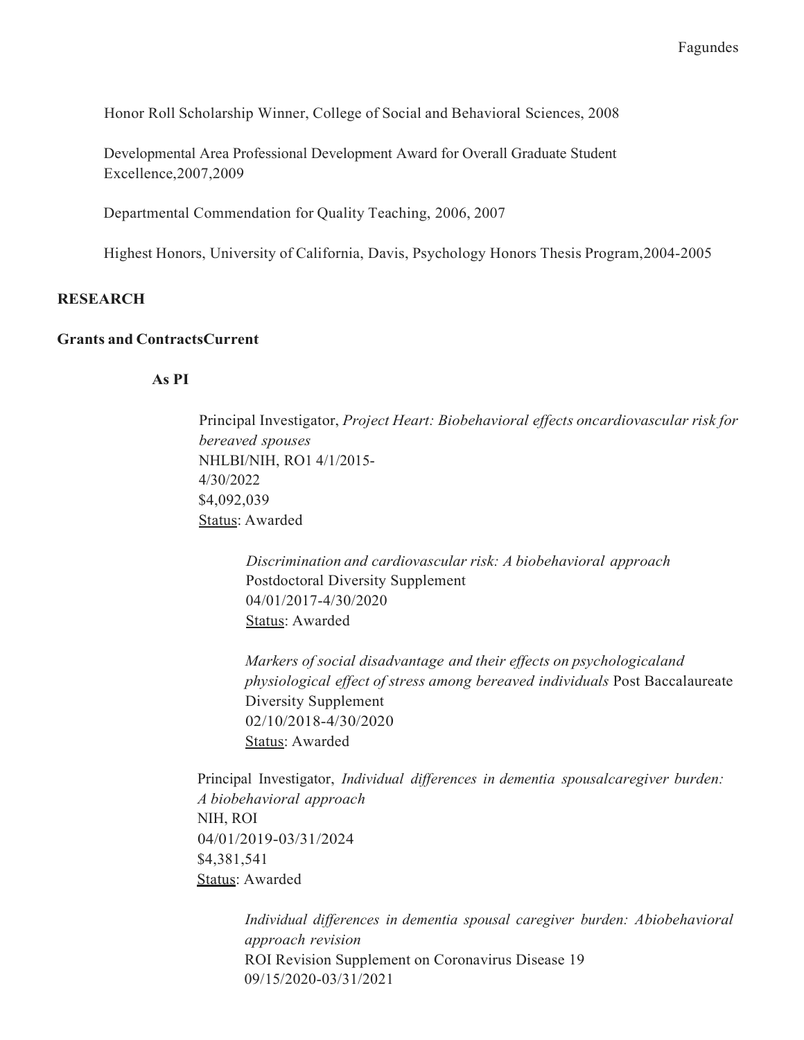Honor Roll Scholarship Winner, College of Social and Behavioral Sciences, 2008

Developmental Area Professional Development Award for Overall Graduate Student Excellence,2007,2009

Departmental Commendation for Quality Teaching, 2006, 2007

Highest Honors, University of California, Davis, Psychology Honors Thesis Program,2004-2005

## RESEARCH

### Grants and ContractsCurrent

#### As PI

Principal Investigator, *Project Heart: Biobehavioral effects oncardiovascular risk for bereaved spouses*
NHLBI/NIH, RO1 4/1/2015-4/30/2022
$4,092,039
Status: Awarded

> *Discrimination and cardiovascular risk: A biobehavioral approach*
> Postdoctoral Diversity Supplement
> 04/01/2017-4/30/2020
> Status: Awarded
>
> *Markers of social disadvantage and their effects on psychologicaland physiological effect of stress among bereaved individuals* Post Baccalaureate Diversity Supplement
> 02/10/2018-4/30/2020
> Status: Awarded

Principal Investigator, *Individual differences in dementia spousalcaregiver burden: A biobehavioral approach*
NIH, ROI
04/01/2019-03/31/2024
$4,381,541
Status: Awarded

> *Individual differences in dementia spousal caregiver burden: Abiobehavioral approach revision*
> ROI Revision Supplement on Coronavirus Disease 19
> 09/15/2020-03/31/2021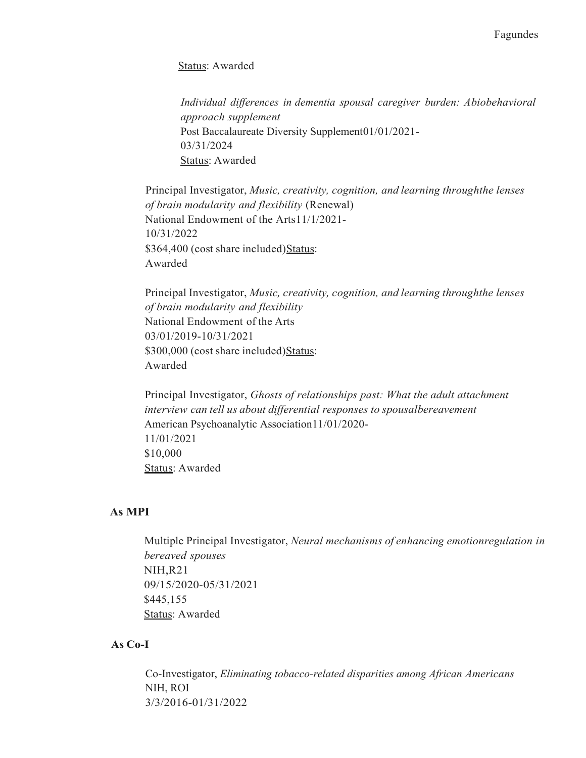Status: Awarded

*Individual differences in dementia spousal caregiver burden: Abiobehavioral approach supplement*
Post Baccalaureate Diversity Supplement01/01/2021-03/31/2024
Status: Awarded

Principal Investigator, *Music, creativity, cognition, and learning throughthe lenses of brain modularity and flexibility* (Renewal)
National Endowment of the Arts11/1/2021-10/31/2022
$364,400 (cost share included)Status: Awarded

Principal Investigator, *Music, creativity, cognition, and learning throughthe lenses of brain modularity and flexibility*
National Endowment of the Arts
03/01/2019-10/31/2021
$300,000 (cost share included)Status: Awarded

Principal Investigator, *Ghosts of relationships past: What the adult attachment interview can tell us about differential responses to spousalbereavement*
American Psychoanalytic Association11/01/2020-11/01/2021
$10,000
Status: Awarded

**As MPI**

Multiple Principal Investigator, *Neural mechanisms of enhancing emotionregulation in bereaved spouses*
NIH,R21
09/15/2020-05/31/2021
$445,155
Status: Awarded

**As Co-I**

Co-Investigator, *Eliminating tobacco-related disparities among African Americans*
NIH, ROI
3/3/2016-01/31/2022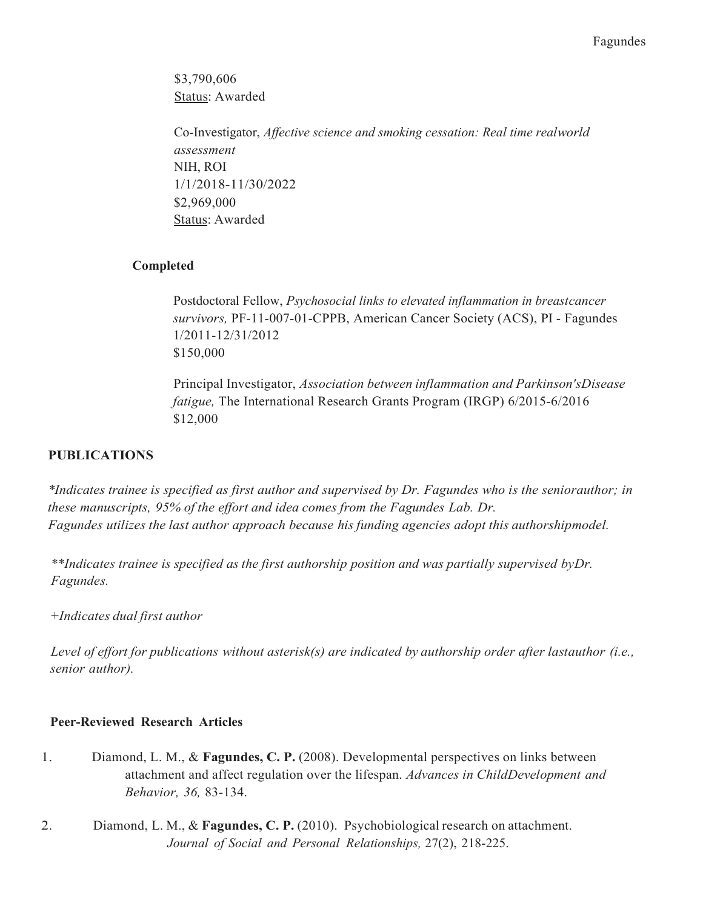$3,790,606
Status: Awarded

Co-Investigator, *Affective science and smoking cessation: Real time realworld assessment*
NIH, ROI
1/1/2018-11/30/2022
$2,969,000
Status: Awarded

**Completed**

Postdoctoral Fellow, *Psychosocial links to elevated inflammation in breastcancer survivors,* PF-11-007-01-CPPB, American Cancer Society (ACS), PI - Fagundes
1/2011-12/31/2012
$150,000

Principal Investigator, *Association between inflammation and Parkinson'sDisease fatigue,* The International Research Grants Program (IRGP) 6/2015-6/2016
$12,000

## PUBLICATIONS

*\*Indicates trainee is specified as first author and supervised by Dr. Fagundes who is the seniorauthor; in these manuscripts, 95% of the effort and idea comes from the Fagundes Lab. Dr. Fagundes utilizes the last author approach because his funding agencies adopt this authorshipmodel.*

*\*\*Indicates trainee is specified as the first authorship position and was partially supervised byDr. Fagundes.*

*+Indicates dual first author*

*Level of effort for publications without asterisk(s) are indicated by authorship order after lastauthor (i.e., senior author).*

### Peer-Reviewed Research Articles

1. Diamond, L. M., & **Fagundes, C. P.** (2008). Developmental perspectives on links between attachment and affect regulation over the lifespan. *Advances in ChildDevelopment and Behavior, 36,* 83-134.

2. Diamond, L. M., & **Fagundes, C. P.** (2010). Psychobiological research on attachment. *Journal of Social and Personal Relationships,* 27(2), 218-225.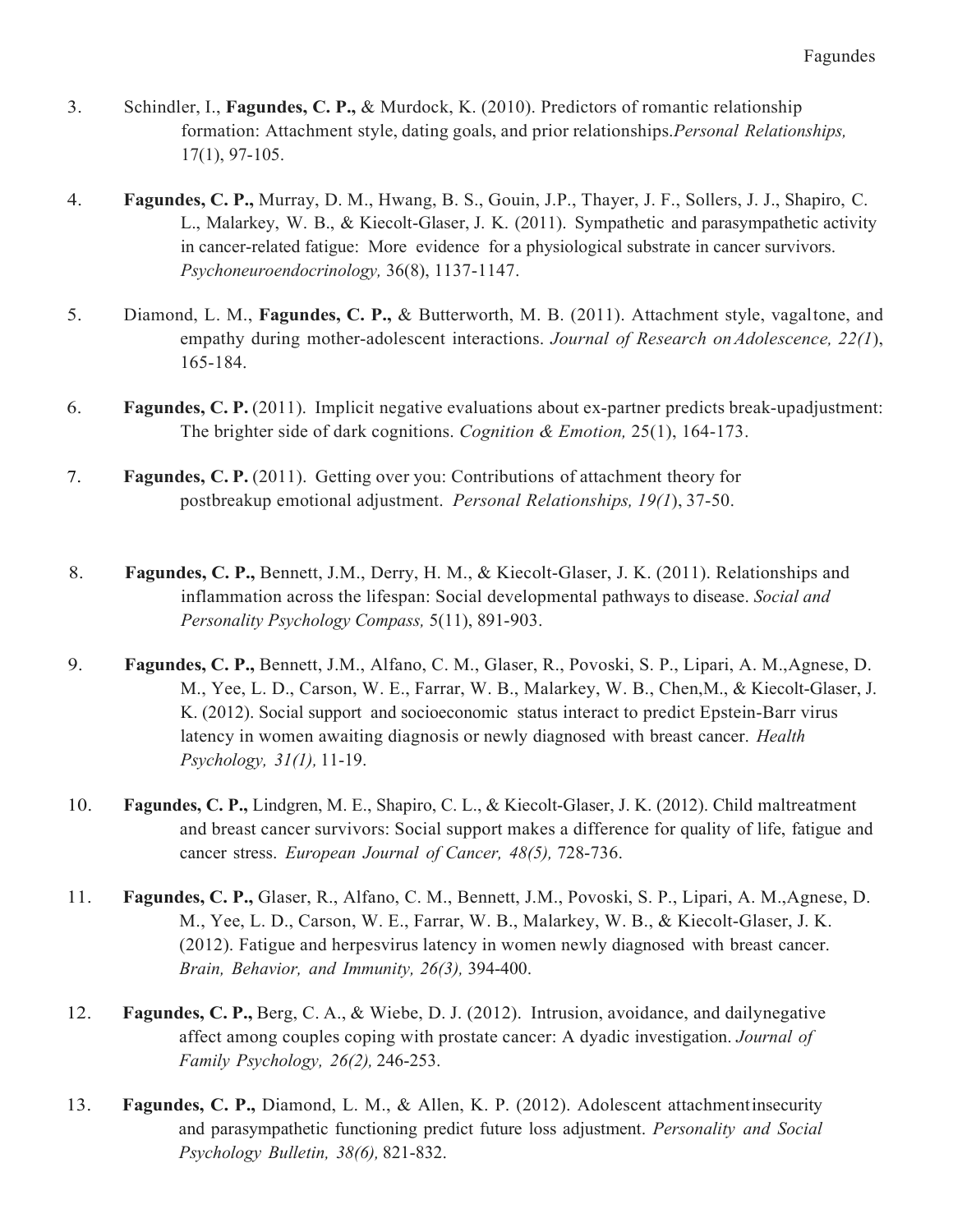3. Schindler, I., **Fagundes, C. P.,** & Murdock, K. (2010). Predictors of romantic relationship formation: Attachment style, dating goals, and prior relationships.*Personal Relationships,* 17(1), 97-105.

4. **Fagundes, C. P.,** Murray, D. M., Hwang, B. S., Gouin, J.P., Thayer, J. F., Sollers, J. J., Shapiro, C. L., Malarkey, W. B., & Kiecolt-Glaser, J. K. (2011). Sympathetic and parasympathetic activity in cancer-related fatigue: More evidence for a physiological substrate in cancer survivors. *Psychoneuroendocrinology,* 36(8), 1137-1147.

5. Diamond, L. M., **Fagundes, C. P.,** & Butterworth, M. B. (2011). Attachment style, vagaltone, and empathy during mother-adolescent interactions. *Journal of Research on Adolescence, 22(1*), 165-184.

6. **Fagundes, C. P.** (2011). Implicit negative evaluations about ex-partner predicts break-upadjustment: The brighter side of dark cognitions. *Cognition & Emotion,* 25(1), 164-173.

7. **Fagundes, C. P.** (2011). Getting over you: Contributions of attachment theory for postbreakup emotional adjustment. *Personal Relationships, 19(1*), 37-50.

8. **Fagundes, C. P.,** Bennett, J.M., Derry, H. M., & Kiecolt-Glaser, J. K. (2011). Relationships and inflammation across the lifespan: Social developmental pathways to disease. *Social and Personality Psychology Compass,* 5(11), 891-903.

9. **Fagundes, C. P.,** Bennett, J.M., Alfano, C. M., Glaser, R., Povoski, S. P., Lipari, A. M.,Agnese, D. M., Yee, L. D., Carson, W. E., Farrar, W. B., Malarkey, W. B., Chen,M., & Kiecolt-Glaser, J. K. (2012). Social support and socioeconomic status interact to predict Epstein-Barr virus latency in women awaiting diagnosis or newly diagnosed with breast cancer. *Health Psychology, 31(1),* 11-19.

10. **Fagundes, C. P.,** Lindgren, M. E., Shapiro, C. L., & Kiecolt-Glaser, J. K. (2012). Child maltreatment and breast cancer survivors: Social support makes a difference for quality of life, fatigue and cancer stress. *European Journal of Cancer, 48(5),* 728-736.

11. **Fagundes, C. P.,** Glaser, R., Alfano, C. M., Bennett, J.M., Povoski, S. P., Lipari, A. M.,Agnese, D. M., Yee, L. D., Carson, W. E., Farrar, W. B., Malarkey, W. B., & Kiecolt-Glaser, J. K. (2012). Fatigue and herpesvirus latency in women newly diagnosed with breast cancer. *Brain, Behavior, and Immunity, 26(3),* 394-400.

12. **Fagundes, C. P.,** Berg, C. A., & Wiebe, D. J. (2012). Intrusion, avoidance, and dailynegative affect among couples coping with prostate cancer: A dyadic investigation. *Journal of Family Psychology, 26(2),* 246-253.

13. **Fagundes, C. P.,** Diamond, L. M., & Allen, K. P. (2012). Adolescent attachmentinsecurity and parasympathetic functioning predict future loss adjustment. *Personality and Social Psychology Bulletin, 38(6),* 821-832.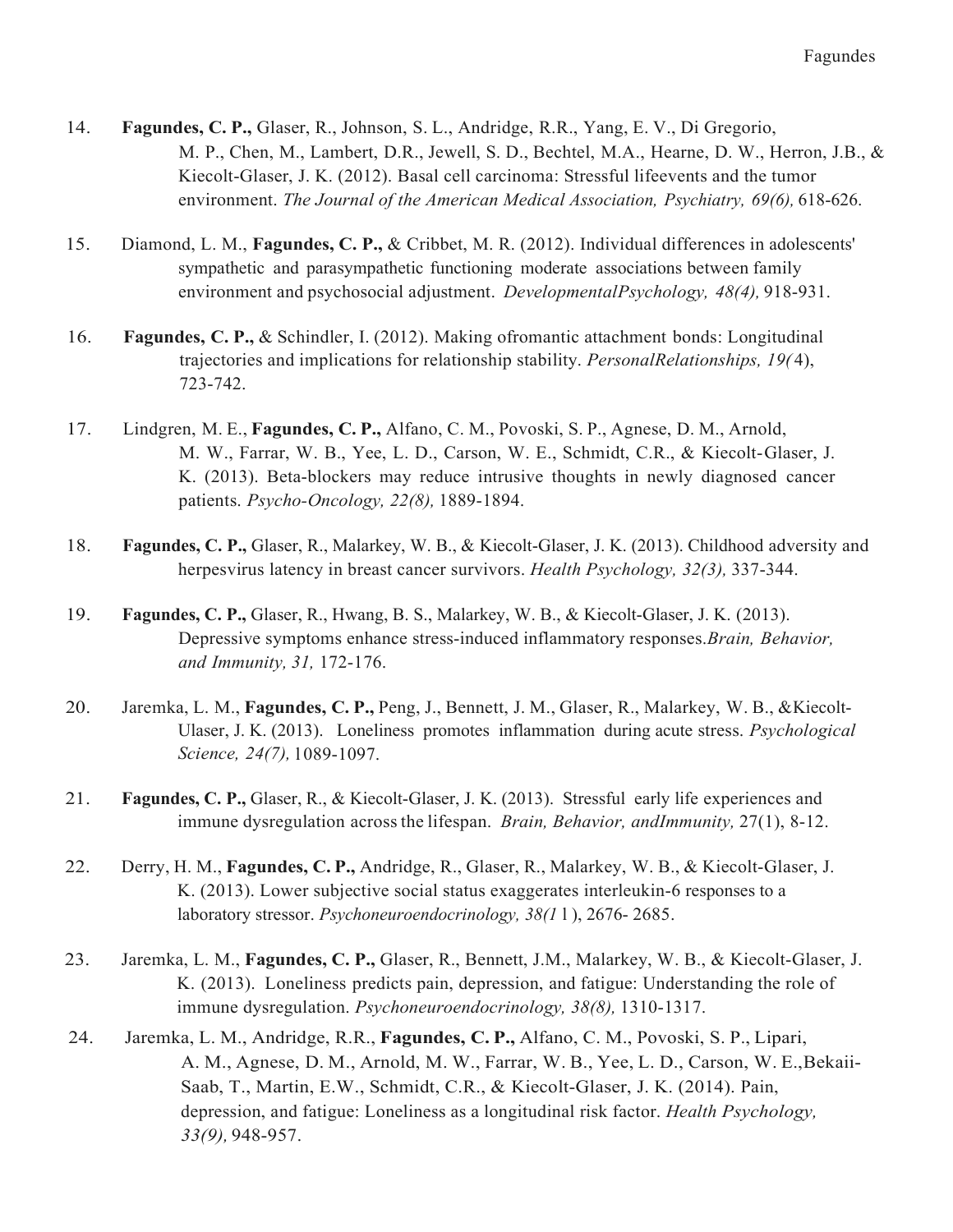14. **Fagundes, C. P.,** Glaser, R., Johnson, S. L., Andridge, R.R., Yang, E. V., Di Gregorio, M. P., Chen, M., Lambert, D.R., Jewell, S. D., Bechtel, M.A., Hearne, D. W., Herron, J.B., & Kiecolt-Glaser, J. K. (2012). Basal cell carcinoma: Stressful lifeevents and the tumor environment. *The Journal of the American Medical Association, Psychiatry, 69(6),* 618-626.

15. Diamond, L. M., **Fagundes, C. P.,** & Cribbet, M. R. (2012). Individual differences in adolescents' sympathetic and parasympathetic functioning moderate associations between family environment and psychosocial adjustment. *DevelopmentalPsychology, 48(4),* 918-931.

16. **Fagundes, C. P.,** & Schindler, I. (2012). Making ofromantic attachment bonds: Longitudinal trajectories and implications for relationship stability. *PersonalRelationships, 19(*4), 723-742.

17. Lindgren, M. E., **Fagundes, C. P.,** Alfano, C. M., Povoski, S. P., Agnese, D. M., Arnold, M. W., Farrar, W. B., Yee, L. D., Carson, W. E., Schmidt, C.R., & Kiecolt-Glaser, J. K. (2013). Beta-blockers may reduce intrusive thoughts in newly diagnosed cancer patients. *Psycho-Oncology, 22(8),* 1889-1894.

18. **Fagundes, C. P.,** Glaser, R., Malarkey, W. B., & Kiecolt-Glaser, J. K. (2013). Childhood adversity and herpesvirus latency in breast cancer survivors. *Health Psychology, 32(3),* 337-344.

19. **Fagundes, C. P.,** Glaser, R., Hwang, B. S., Malarkey, W. B., & Kiecolt-Glaser, J. K. (2013). Depressive symptoms enhance stress-induced inflammatory responses.*Brain, Behavior, and Immunity, 31,* 172-176.

20. Jaremka, L. M., **Fagundes, C. P.,** Peng, J., Bennett, J. M., Glaser, R., Malarkey, W. B., &Kiecolt-Ulaser, J. K. (2013). Loneliness promotes inflammation during acute stress. *Psychological Science, 24(7),* 1089-1097.

21. **Fagundes, C. P.,** Glaser, R., & Kiecolt-Glaser, J. K. (2013). Stressful early life experiences and immune dysregulation across the lifespan. *Brain, Behavior, andImmunity,* 27(1), 8-12.

22. Derry, H. M., **Fagundes, C. P.,** Andridge, R., Glaser, R., Malarkey, W. B., & Kiecolt-Glaser, J. K. (2013). Lower subjective social status exaggerates interleukin-6 responses to a laboratory stressor. *Psychoneuroendocrinology, 38(1*1), 2676- 2685.

23. Jaremka, L. M., **Fagundes, C. P.,** Glaser, R., Bennett, J.M., Malarkey, W. B., & Kiecolt-Glaser, J. K. (2013). Loneliness predicts pain, depression, and fatigue: Understanding the role of immune dysregulation. *Psychoneuroendocrinology, 38(8),* 1310-1317.

24. Jaremka, L. M., Andridge, R.R., **Fagundes, C. P.,** Alfano, C. M., Povoski, S. P., Lipari, A. M., Agnese, D. M., Arnold, M. W., Farrar, W. B., Yee, L. D., Carson, W. E.,Bekaii-Saab, T., Martin, E.W., Schmidt, C.R., & Kiecolt-Glaser, J. K. (2014). Pain, depression, and fatigue: Loneliness as a longitudinal risk factor. *Health Psychology, 33(9),* 948-957.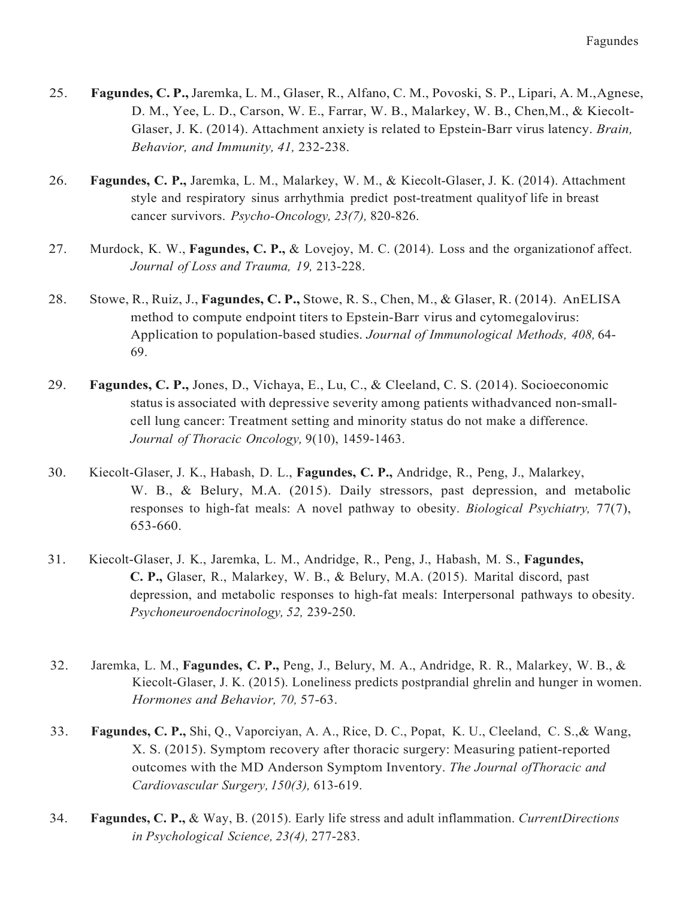25. **Fagundes, C. P.,** Jaremka, L. M., Glaser, R., Alfano, C. M., Povoski, S. P., Lipari, A. M.,Agnese, D. M., Yee, L. D., Carson, W. E., Farrar, W. B., Malarkey, W. B., Chen,M., & Kiecolt-Glaser, J. K. (2014). Attachment anxiety is related to Epstein-Barr virus latency. *Brain, Behavior, and Immunity, 41,* 232-238.

26. **Fagundes, C. P.,** Jaremka, L. M., Malarkey, W. M., & Kiecolt-Glaser, J. K. (2014). Attachment style and respiratory sinus arrhythmia predict post-treatment qualityof life in breast cancer survivors. *Psycho-Oncology, 23(7),* 820-826.

27. Murdock, K. W., **Fagundes, C. P.,** & Lovejoy, M. C. (2014). Loss and the organizationof affect. *Journal of Loss and Trauma, 19,* 213-228.

28. Stowe, R., Ruiz, J., **Fagundes, C. P.,** Stowe, R. S., Chen, M., & Glaser, R. (2014). AnELISA method to compute endpoint titers to Epstein-Barr virus and cytomegalovirus: Application to population-based studies. *Journal of Immunological Methods, 408,* 64-69.

29. **Fagundes, C. P.,** Jones, D., Vichaya, E., Lu, C., & Cleeland, C. S. (2014). Socioeconomic status is associated with depressive severity among patients withadvanced non-small-cell lung cancer: Treatment setting and minority status do not make a difference. *Journal of Thoracic Oncology,* 9(10), 1459-1463.

30. Kiecolt-Glaser, J. K., Habash, D. L., **Fagundes, C. P.,** Andridge, R., Peng, J., Malarkey, W. B., & Belury, M.A. (2015). Daily stressors, past depression, and metabolic responses to high-fat meals: A novel pathway to obesity. *Biological Psychiatry,* 77(7), 653-660.

31. Kiecolt-Glaser, J. K., Jaremka, L. M., Andridge, R., Peng, J., Habash, M. S., **Fagundes, C. P.,** Glaser, R., Malarkey, W. B., & Belury, M.A. (2015). Marital discord, past depression, and metabolic responses to high-fat meals: Interpersonal pathways to obesity. *Psychoneuroendocrinology, 52,* 239-250.

32. Jaremka, L. M., **Fagundes, C. P.,** Peng, J., Belury, M. A., Andridge, R. R., Malarkey, W. B., & Kiecolt-Glaser, J. K. (2015). Loneliness predicts postprandial ghrelin and hunger in women. *Hormones and Behavior, 70,* 57-63.

33. **Fagundes, C. P.,** Shi, Q., Vaporciyan, A. A., Rice, D. C., Popat, K. U., Cleeland, C. S.,& Wang, X. S. (2015). Symptom recovery after thoracic surgery: Measuring patient-reported outcomes with the MD Anderson Symptom Inventory. *The Journal ofThoracic and Cardiovascular Surgery, 150(3),* 613-619.

34. **Fagundes, C. P.,** & Way, B. (2015). Early life stress and adult inflammation. *CurrentDirections in Psychological Science, 23(4),* 277-283.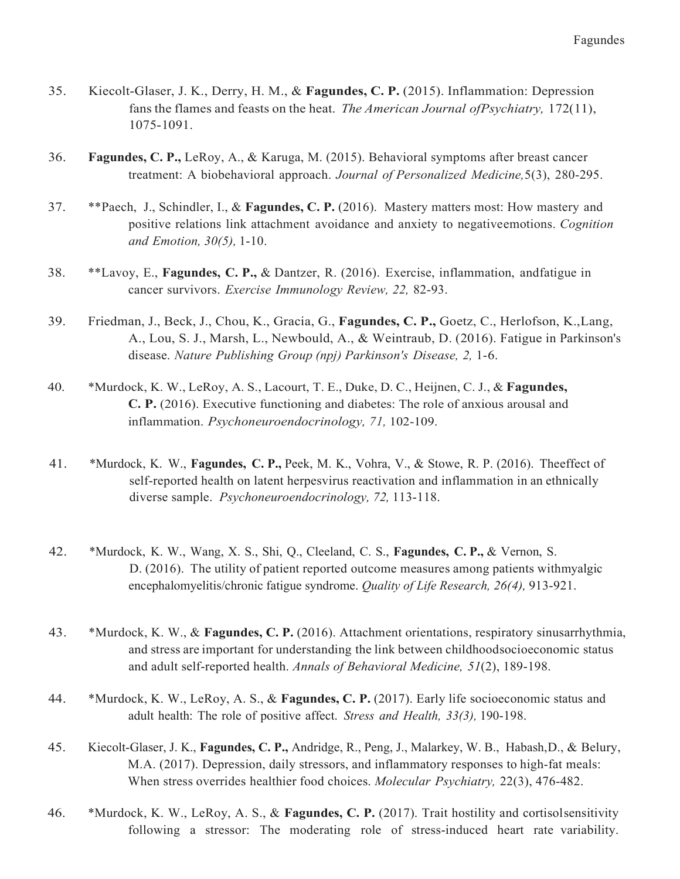35. Kiecolt-Glaser, J. K., Derry, H. M., & **Fagundes, C. P.** (2015). Inflammation: Depression fans the flames and feasts on the heat. *The American Journal ofPsychiatry,* 172(11), 1075-1091.

36. **Fagundes, C. P.,** LeRoy, A., & Karuga, M. (2015). Behavioral symptoms after breast cancer treatment: A biobehavioral approach. *Journal of Personalized Medicine,*5(3), 280-295.

37. **Paech, J., Schindler, I., & **Fagundes, C. P.** (2016). Mastery matters most: How mastery and positive relations link attachment avoidance and anxiety to negativeemotions. *Cognition and Emotion, 30(5),* 1-10.

38. **Lavoy, E., **Fagundes, C. P.,** & Dantzer, R. (2016). Exercise, inflammation, andfatigue in cancer survivors. *Exercise Immunology Review, 22,* 82-93.

39. Friedman, J., Beck, J., Chou, K., Gracia, G., **Fagundes, C. P.,** Goetz, C., Herlofson, K.,Lang, A., Lou, S. J., Marsh, L., Newbould, A., & Weintraub, D. (2016). Fatigue in Parkinson's disease. *Nature Publishing Group (npj) Parkinson's Disease, 2,* 1-6.

40. *Murdock, K. W., LeRoy, A. S., Lacourt, T. E., Duke, D. C., Heijnen, C. J., & **Fagundes, C. P.** (2016). Executive functioning and diabetes: The role of anxious arousal and inflammation. *Psychoneuroendocrinology, 71,* 102-109.

41. *Murdock, K. W., **Fagundes, C. P.,** Peek, M. K., Vohra, V., & Stowe, R. P. (2016). Theeffect of self-reported health on latent herpesvirus reactivation and inflammation in an ethnically diverse sample. *Psychoneuroendocrinology, 72,* 113-118.

42. *Murdock, K. W., Wang, X. S., Shi, Q., Cleeland, C. S., **Fagundes, C. P.,** & Vernon, S. D. (2016). The utility of patient reported outcome measures among patients withmyalgic encephalomyelitis/chronic fatigue syndrome. *Quality of Life Research, 26(4),* 913-921.

43. *Murdock, K. W., & **Fagundes, C. P.** (2016). Attachment orientations, respiratory sinusarrhythmia, and stress are important for understanding the link between childhoodsocioeconomic status and adult self-reported health. *Annals of Behavioral Medicine, 51*(2), 189-198.

44. *Murdock, K. W., LeRoy, A. S., & **Fagundes, C. P.** (2017). Early life socioeconomic status and adult health: The role of positive affect. *Stress and Health, 33(3),* 190-198.

45. Kiecolt-Glaser, J. K., **Fagundes, C. P.,** Andridge, R., Peng, J., Malarkey, W. B., Habash,D., & Belury, M.A. (2017). Depression, daily stressors, and inflammatory responses to high-fat meals: When stress overrides healthier food choices. *Molecular Psychiatry,* 22(3), 476-482.

46. *Murdock, K. W., LeRoy, A. S., & **Fagundes, C. P.** (2017). Trait hostility and cortisolsensitivity following a stressor: The moderating role of stress-induced heart rate variability.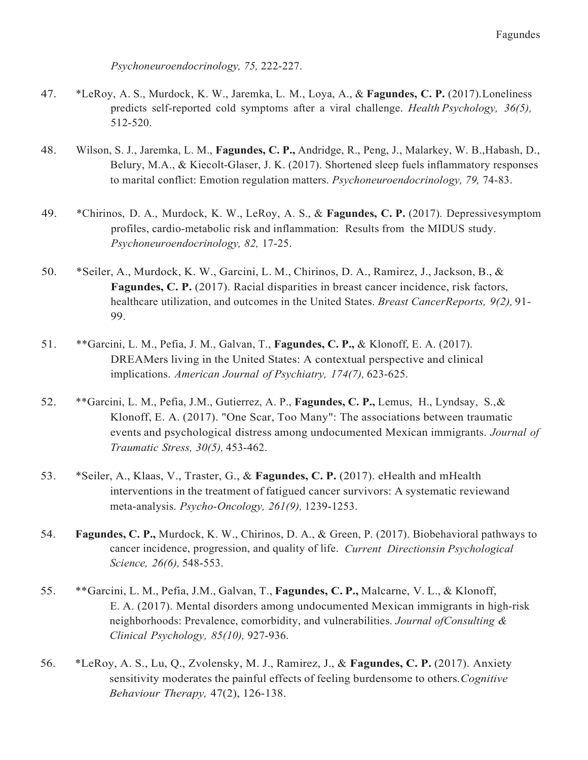*Psychoneuroendocrinology, 75,* 222-227.

47. *LeRoy, A. S., Murdock, K. W., Jaremka, L. M., Loya, A., & **Fagundes, C. P.** (2017).Loneliness predicts self-reported cold symptoms after a viral challenge. *Health Psychology, 36(5),* 512-520.

48. Wilson, S. J., Jaremka, L. M., **Fagundes, C. P.,** Andridge, R., Peng, J., Malarkey, W. B.,Habash, D., Belury, M.A., & Kiecolt-Glaser, J. K. (2017). Shortened sleep fuels inflammatory responses to marital conflict: Emotion regulation matters. *Psychoneuroendocrinology, 79,* 74-83.

49. *Chirinos, D. A., Murdock, K. W., LeRoy, A. S., & **Fagundes, C. P.** (2017). Depressivesymptom profiles, cardio-metabolic risk and inflammation: Results from the MIDUS study. *Psychoneuroendocrinology, 82,* 17-25.

50. *Seiler, A., Murdock, K. W., Garcini, L. M., Chirinos, D. A., Ramirez, J., Jackson, B., & **Fagundes, C. P.** (2017). Racial disparities in breast cancer incidence, risk factors, healthcare utilization, and outcomes in the United States. *Breast CancerReports, 9(2),* 91-99.

51. **Garcini, L. M., Pefia, J. M., Galvan, T., **Fagundes, C. P.,** & Klonoff, E. A. (2017). DREAMers living in the United States: A contextual perspective and clinical implications. *American Journal of Psychiatry, 174(7),* 623-625.

52. **Garcini, L. M., Pefia, J.M., Gutierrez, A. P., **Fagundes, C. P.,** Lemus, H., Lyndsay, S.,& Klonoff, E. A. (2017). "One Scar, Too Many": The associations between traumatic events and psychological distress among undocumented Mexican immigrants. *Journal of Traumatic Stress, 30(5),* 453-462.

53. *Seiler, A., Klaas, V., Traster, G., & **Fagundes, C. P.** (2017). eHealth and mHealth interventions in the treatment of fatigued cancer survivors: A systematic reviewand meta-analysis. *Psycho-Oncology, 261(9),* 1239-1253.

54. **Fagundes, C. P.,** Murdock, K. W., Chirinos, D. A., & Green, P. (2017). Biobehavioral pathways to cancer incidence, progression, and quality of life. *Current Directionsin Psychological Science, 26(6),* 548-553.

55. **Garcini, L. M., Pefia, J.M., Galvan, T., **Fagundes, C. P.,** Malcarne, V. L., & Klonoff, E. A. (2017). Mental disorders among undocumented Mexican immigrants in high-risk neighborhoods: Prevalence, comorbidity, and vulnerabilities. *Journal ofConsulting & Clinical Psychology, 85(10),* 927-936.

56. *LeRoy, A. S., Lu, Q., Zvolensky, M. J., Ramirez, J., & **Fagundes, C. P.** (2017). Anxiety sensitivity moderates the painful effects of feeling burdensome to others.*Cognitive Behaviour Therapy,* 47(2), 126-138.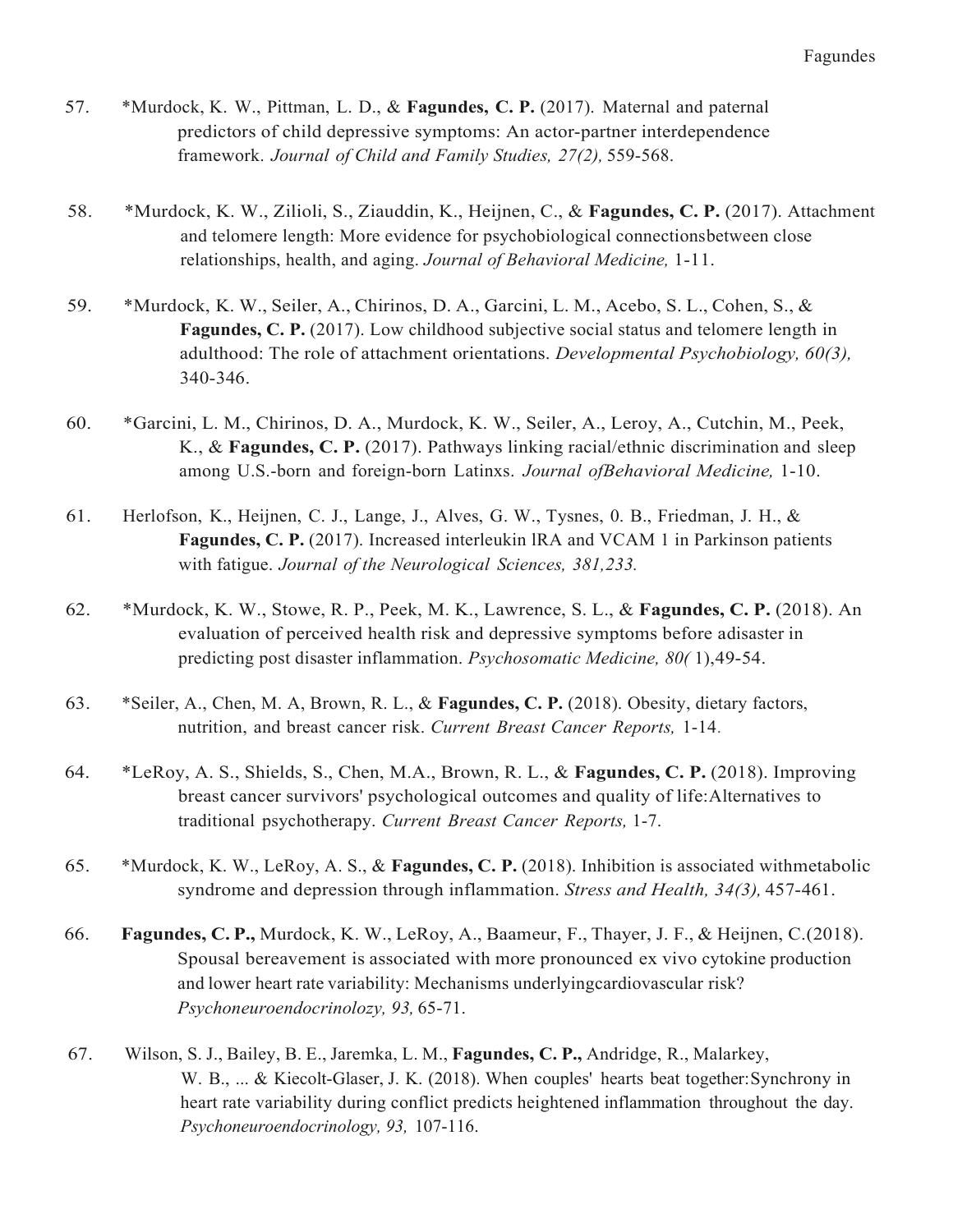57. *Murdock, K. W., Pittman, L. D., & **Fagundes, C. P.** (2017). Maternal and paternal predictors of child depressive symptoms: An actor-partner interdependence framework. *Journal of Child and Family Studies, 27(2),* 559-568.

58. *Murdock, K. W., Zilioli, S., Ziauddin, K., Heijnen, C., & **Fagundes, C. P.** (2017). Attachment and telomere length: More evidence for psychobiological connectionsbetween close relationships, health, and aging. *Journal of Behavioral Medicine,* 1-11.

59. *Murdock, K. W., Seiler, A., Chirinos, D. A., Garcini, L. M., Acebo, S. L., Cohen, S., & **Fagundes, C. P.** (2017). Low childhood subjective social status and telomere length in adulthood: The role of attachment orientations. *Developmental Psychobiology, 60(3),* 340-346.

60. *Garcini, L. M., Chirinos, D. A., Murdock, K. W., Seiler, A., Leroy, A., Cutchin, M., Peek, K., & **Fagundes, C. P.** (2017). Pathways linking racial/ethnic discrimination and sleep among U.S.-born and foreign-born Latinxs. *Journal ofBehavioral Medicine,* 1-10.

61. Herlofson, K., Heijnen, C. J., Lange, J., Alves, G. W., Tysnes, 0. B., Friedman, J. H., & **Fagundes, C. P.** (2017). Increased interleukin lRA and VCAM 1 in Parkinson patients with fatigue. *Journal of the Neurological Sciences, 381,233.*

62. *Murdock, K. W., Stowe, R. P., Peek, M. K., Lawrence, S. L., & **Fagundes, C. P.** (2018). An evaluation of perceived health risk and depressive symptoms before adisaster in predicting post disaster inflammation. *Psychosomatic Medicine, 80(* 1),49-54.

63. *Seiler, A., Chen, M. A, Brown, R. L., & **Fagundes, C. P.** (2018). Obesity, dietary factors, nutrition, and breast cancer risk. *Current Breast Cancer Reports,* 1-14.

64. *LeRoy, A. S., Shields, S., Chen, M.A., Brown, R. L., & **Fagundes, C. P.** (2018). Improving breast cancer survivors' psychological outcomes and quality of life:Alternatives to traditional psychotherapy. *Current Breast Cancer Reports,* 1-7.

65. *Murdock, K. W., LeRoy, A. S., & **Fagundes, C. P.** (2018). Inhibition is associated withmetabolic syndrome and depression through inflammation. *Stress and Health, 34(3),* 457-461.

66. **Fagundes, C. P.,** Murdock, K. W., LeRoy, A., Baameur, F., Thayer, J. F., & Heijnen, C.(2018). Spousal bereavement is associated with more pronounced ex vivo cytokine production and lower heart rate variability: Mechanisms underlyingcardiovascular risk? *Psychoneuroendocrinolozy, 93,* 65-71.

67. Wilson, S. J., Bailey, B. E., Jaremka, L. M., **Fagundes, C. P.,** Andridge, R., Malarkey, W. B., ... & Kiecolt-Glaser, J. K. (2018). When couples' hearts beat together:Synchrony in heart rate variability during conflict predicts heightened inflammation throughout the day. *Psychoneuroendocrinology, 93,* 107-116.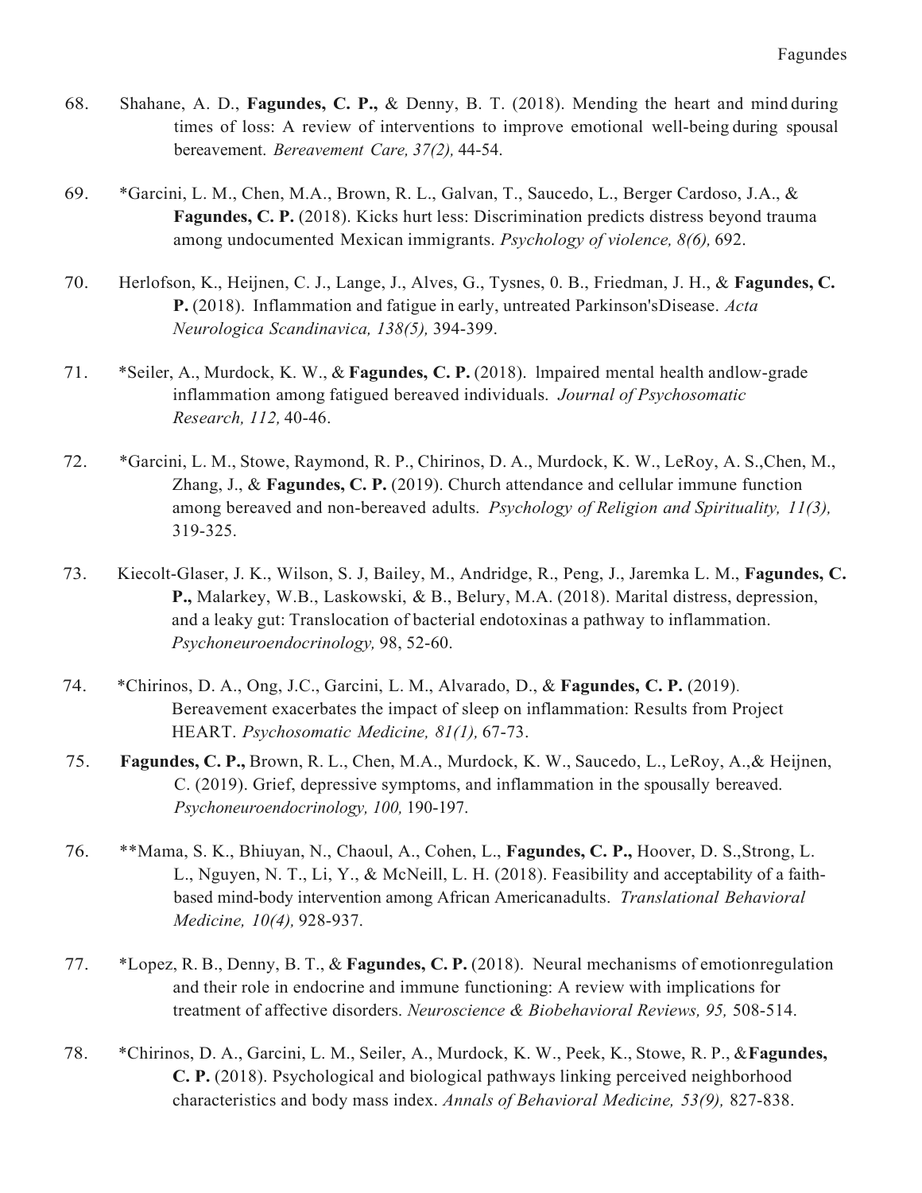68. Shahane, A. D., **Fagundes, C. P.,** & Denny, B. T. (2018). Mending the heart and mind during times of loss: A review of interventions to improve emotional well-being during spousal bereavement. *Bereavement Care, 37(2),* 44-54.

69. *Garcini, L. M., Chen, M.A., Brown, R. L., Galvan, T., Saucedo, L., Berger Cardoso, J.A., & **Fagundes, C. P.** (2018). Kicks hurt less: Discrimination predicts distress beyond trauma among undocumented Mexican immigrants. *Psychology of violence, 8(6),* 692.

70. Herlofson, K., Heijnen, C. J., Lange, J., Alves, G., Tysnes, 0. B., Friedman, J. H., & **Fagundes, C. P.** (2018). Inflammation and fatigue in early, untreated Parkinson'sDisease. *Acta Neurologica Scandinavica, 138(5),* 394-399.

71. *Seiler, A., Murdock, K. W., & **Fagundes, C. P.** (2018). lmpaired mental health andlow-grade inflammation among fatigued bereaved individuals. *Journal of Psychosomatic Research, 112,* 40-46.

72. *Garcini, L. M., Stowe, Raymond, R. P., Chirinos, D. A., Murdock, K. W., LeRoy, A. S.,Chen, M., Zhang, J., & **Fagundes, C. P.** (2019). Church attendance and cellular immune function among bereaved and non-bereaved adults. *Psychology of Religion and Spirituality, 11(3),* 319-325.

73. Kiecolt-Glaser, J. K., Wilson, S. J, Bailey, M., Andridge, R., Peng, J., Jaremka L. M., **Fagundes, C. P.,** Malarkey, W.B., Laskowski, & B., Belury, M.A. (2018). Marital distress, depression, and a leaky gut: Translocation of bacterial endotoxinas a pathway to inflammation. *Psychoneuroendocrinology,* 98, 52-60.

74. *Chirinos, D. A., Ong, J.C., Garcini, L. M., Alvarado, D., & **Fagundes, C. P.** (2019). Bereavement exacerbates the impact of sleep on inflammation: Results from Project HEART. *Psychosomatic Medicine, 81(1),* 67-73.

75. **Fagundes, C. P.,** Brown, R. L., Chen, M.A., Murdock, K. W., Saucedo, L., LeRoy, A.,& Heijnen, C. (2019). Grief, depressive symptoms, and inflammation in the spousally bereaved. *Psychoneuroendocrinology, 100,* 190-197.

76. **Mama, S. K., Bhiuyan, N., Chaoul, A., Cohen, L., **Fagundes, C. P.,** Hoover, D. S.,Strong, L. L., Nguyen, N. T., Li, Y., & McNeill, L. H. (2018). Feasibility and acceptability of a faith-based mind-body intervention among African Americanadults. *Translational Behavioral Medicine, 10(4),* 928-937.

77. *Lopez, R. B., Denny, B. T., & **Fagundes, C. P.** (2018). Neural mechanisms of emotionregulation and their role in endocrine and immune functioning: A review with implications for treatment of affective disorders. *Neuroscience & Biobehavioral Reviews, 95,* 508-514.

78. *Chirinos, D. A., Garcini, L. M., Seiler, A., Murdock, K. W., Peek, K., Stowe, R. P., &**Fagundes, C. P.** (2018). Psychological and biological pathways linking perceived neighborhood characteristics and body mass index. *Annals of Behavioral Medicine, 53(9),* 827-838.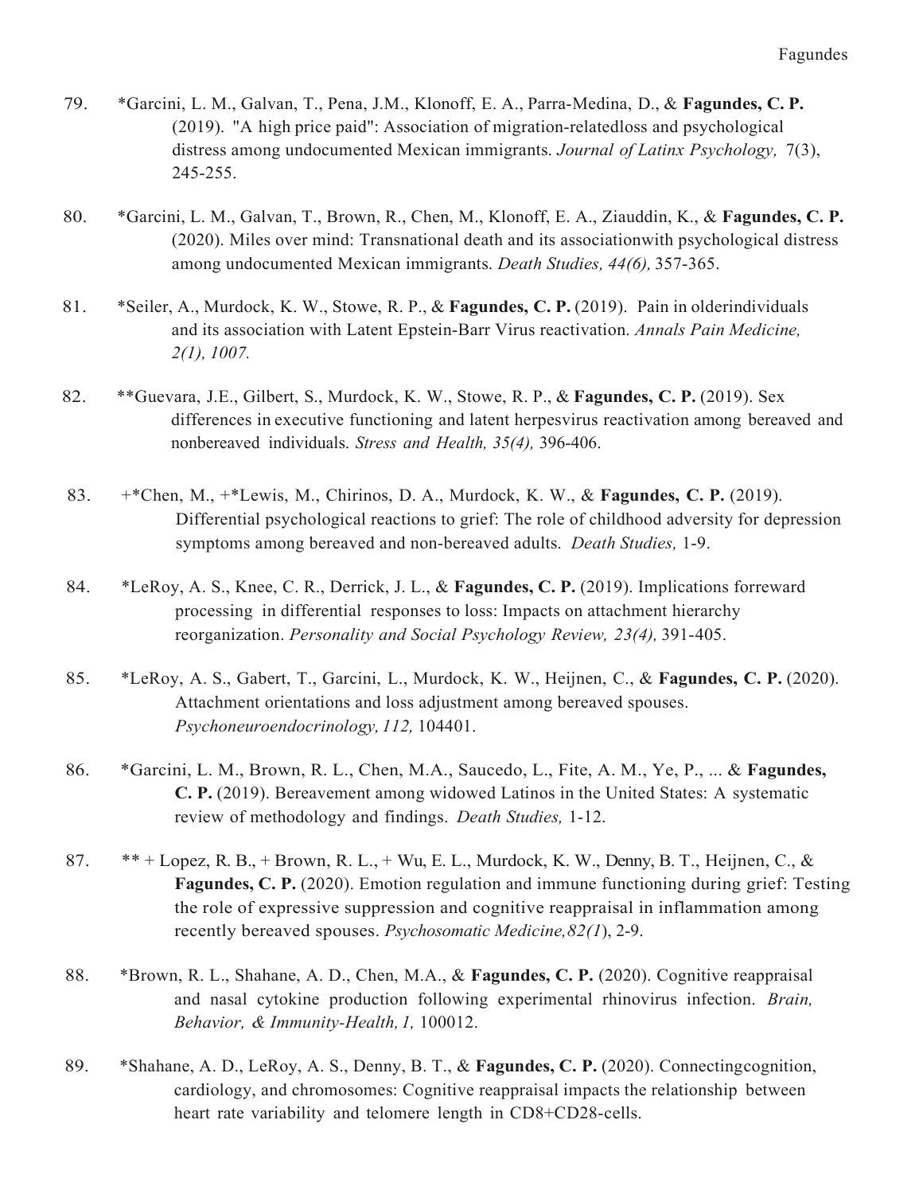79. *Garcini, L. M., Galvan, T., Pena, J.M., Klonoff, E. A., Parra-Medina, D., & **Fagundes, C. P.** (2019). "A high price paid": Association of migration-relatedloss and psychological distress among undocumented Mexican immigrants. *Journal of Latinx Psychology,* 7(3), 245-255.

80. *Garcini, L. M., Galvan, T., Brown, R., Chen, M., Klonoff, E. A., Ziauddin, K., & **Fagundes, C. P.** (2020). Miles over mind: Transnational death and its associationwith psychological distress among undocumented Mexican immigrants. *Death Studies, 44(6),* 357-365.

81. *Seiler, A., Murdock, K. W., Stowe, R. P., & **Fagundes, C. P.** (2019). Pain in olderindividuals and its association with Latent Epstein-Barr Virus reactivation. *Annals Pain Medicine, 2(1), 1007.*

82. **Guevara, J.E., Gilbert, S., Murdock, K. W., Stowe, R. P., & **Fagundes, C. P.** (2019). Sex differences in executive functioning and latent herpesvirus reactivation among bereaved and nonbereaved individuals. *Stress and Health, 35(4),* 396-406.

83. +*Chen, M., +*Lewis, M., Chirinos, D. A., Murdock, K. W., & **Fagundes, C. P.** (2019). Differential psychological reactions to grief: The role of childhood adversity for depression symptoms among bereaved and non-bereaved adults. *Death Studies,* 1-9.

84. *LeRoy, A. S., Knee, C. R., Derrick, J. L., & **Fagundes, C. P.** (2019). Implications forreward processing in differential responses to loss: Impacts on attachment hierarchy reorganization. *Personality and Social Psychology Review, 23(4),* 391-405.

85. *LeRoy, A. S., Gabert, T., Garcini, L., Murdock, K. W., Heijnen, C., & **Fagundes, C. P.** (2020). Attachment orientations and loss adjustment among bereaved spouses. *Psychoneuroendocrinology, 112,* 104401.

86. *Garcini, L. M., Brown, R. L., Chen, M.A., Saucedo, L., Fite, A. M., Ye, P., ... & **Fagundes, C. P.** (2019). Bereavement among widowed Latinos in the United States: A systematic review of methodology and findings. *Death Studies,* 1-12.

87. ** + Lopez, R. B., + Brown, R. L., + Wu, E. L., Murdock, K. W., Denny, B. T., Heijnen, C., & **Fagundes, C. P.** (2020). Emotion regulation and immune functioning during grief: Testing the role of expressive suppression and cognitive reappraisal in inflammation among recently bereaved spouses. *Psychosomatic Medicine,82(1*), 2-9.

88. *Brown, R. L., Shahane, A. D., Chen, M.A., & **Fagundes, C. P.** (2020). Cognitive reappraisal and nasal cytokine production following experimental rhinovirus infection. *Brain, Behavior, & Immunity-Health, 1,* 100012.

89. *Shahane, A. D., LeRoy, A. S., Denny, B. T., & **Fagundes, C. P.** (2020). Connectingcognition, cardiology, and chromosomes: Cognitive reappraisal impacts the relationship between heart rate variability and telomere length in CD8+CD28-cells.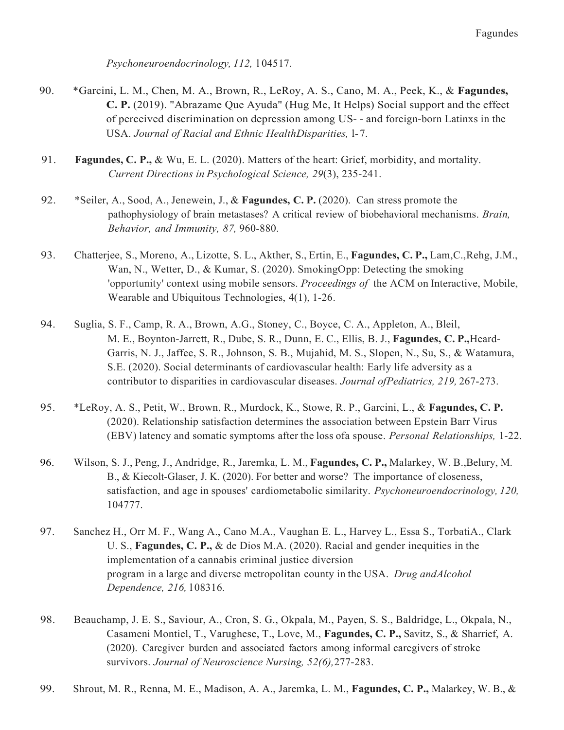*Psychoneuroendocrinology, 112,* 104517.

90. *Garcini, L. M., Chen, M. A., Brown, R., LeRoy, A. S., Cano, M. A., Peek, K., & **Fagundes, C. P.** (2019). "Abrazame Que Ayuda" (Hug Me, It Helps) Social support and the effect of perceived discrimination on depression among US- - and foreign-born Latinxs in the USA. *Journal of Racial and Ethnic HealthDisparities,* l-7.

91. **Fagundes, C. P.,** & Wu, E. L. (2020). Matters of the heart: Grief, morbidity, and mortality. *Current Directions in Psychological Science, 29*(3), 235-241.

92. *Seiler, A., Sood, A., Jenewein, J., & **Fagundes, C. P.** (2020). Can stress promote the pathophysiology of brain metastases? A critical review of biobehavioral mechanisms. *Brain, Behavior, and Immunity, 87,* 960-880.

93. Chatterjee, S., Moreno, A., Lizotte, S. L., Akther, S., Ertin, E., **Fagundes, C. P.,** Lam,C.,Rehg, J.M., Wan, N., Wetter, D., & Kumar, S. (2020). SmokingOpp: Detecting the smoking 'opportunity' context using mobile sensors. *Proceedings of* the ACM on Interactive, Mobile, Wearable and Ubiquitous Technologies, 4(1), 1-26.

94. Suglia, S. F., Camp, R. A., Brown, A.G., Stoney, C., Boyce, C. A., Appleton, A., Bleil, M. E., Boynton-Jarrett, R., Dube, S. R., Dunn, E. C., Ellis, B. J., **Fagundes, C. P.,**Heard-Garris, N. J., Jaffee, S. R., Johnson, S. B., Mujahid, M. S., Slopen, N., Su, S., & Watamura, S.E. (2020). Social determinants of cardiovascular health: Early life adversity as a contributor to disparities in cardiovascular diseases. *Journal ofPediatrics, 219,* 267-273.

95. *LeRoy, A. S., Petit, W., Brown, R., Murdock, K., Stowe, R. P., Garcini, L., & **Fagundes, C. P.** (2020). Relationship satisfaction determines the association between Epstein Barr Virus (EBV) latency and somatic symptoms after the loss ofa spouse. *Personal Relationships,* 1-22.

96. Wilson, S. J., Peng, J., Andridge, R., Jaremka, L. M., **Fagundes, C. P.,** Malarkey, W. B.,Belury, M. B., & Kiecolt-Glaser, J. K. (2020). For better and worse? The importance of closeness, satisfaction, and age in spouses' cardiometabolic similarity. *Psychoneuroendocrinology, 120,* 104777.

97. Sanchez H., Orr M. F., Wang A., Cano M.A., Vaughan E. L., Harvey L., Essa S., TorbatiA., Clark U. S., **Fagundes, C. P.,** & de Dios M.A. (2020). Racial and gender inequities in the implementation of a cannabis criminal justice diversion program in a large and diverse metropolitan county in the USA. *Drug andAlcohol Dependence, 216,* 108316.

98. Beauchamp, J. E. S., Saviour, A., Cron, S. G., Okpala, M., Payen, S. S., Baldridge, L., Okpala, N., Casameni Montiel, T., Varughese, T., Love, M., **Fagundes, C. P.,** Savitz, S., & Sharrief, A. (2020). Caregiver burden and associated factors among informal caregivers of stroke survivors. *Journal of Neuroscience Nursing, 52(6),*277-283.

99. Shrout, M. R., Renna, M. E., Madison, A. A., Jaremka, L. M., **Fagundes, C. P.,** Malarkey, W. B., &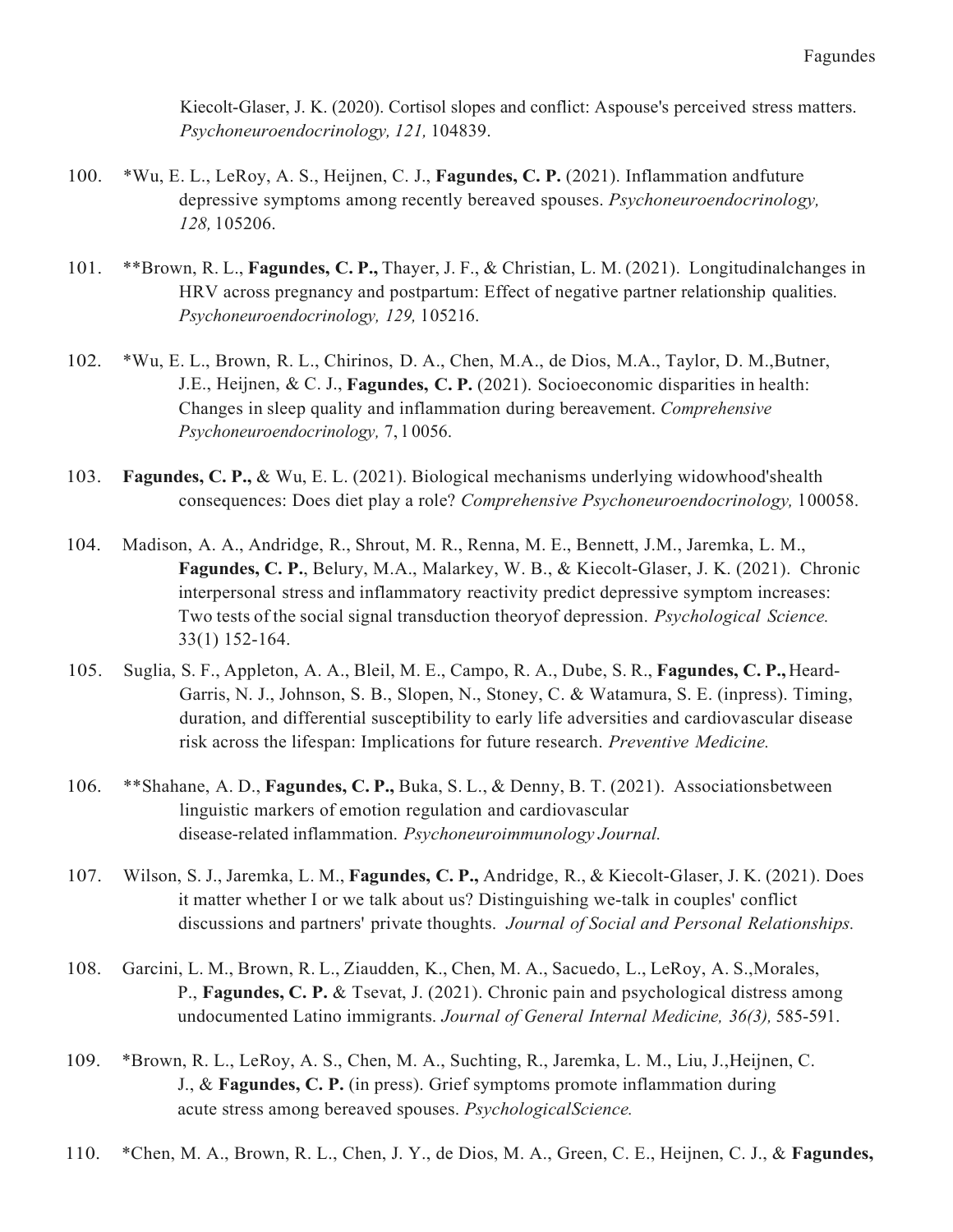Kiecolt-Glaser, J. K. (2020). Cortisol slopes and conflict: Aspouse's perceived stress matters. *Psychoneuroendocrinology, 121,* 104839.

100. *Wu, E. L., LeRoy, A. S., Heijnen, C. J., **Fagundes, C. P.** (2021). Inflammation andfuture depressive symptoms among recently bereaved spouses. *Psychoneuroendocrinology, 128,* 105206.

101. **Brown, R. L., **Fagundes, C. P.,** Thayer, J. F., & Christian, L. M. (2021). Longitudinalchanges in HRV across pregnancy and postpartum: Effect of negative partner relationship qualities. *Psychoneuroendocrinology, 129,* 105216.

102. *Wu, E. L., Brown, R. L., Chirinos, D. A., Chen, M.A., de Dios, M.A., Taylor, D. M.,Butner, J.E., Heijnen, & C. J., **Fagundes, C. P.** (2021). Socioeconomic disparities in health: Changes in sleep quality and inflammation during bereavement. *Comprehensive Psychoneuroendocrinology,* 7, 1 0056.

103. **Fagundes, C. P.,** & Wu, E. L. (2021). Biological mechanisms underlying widowhood'shealth consequences: Does diet play a role? *Comprehensive Psychoneuroendocrinology,* 100058.

104. Madison, A. A., Andridge, R., Shrout, M. R., Renna, M. E., Bennett, J.M., Jaremka, L. M., **Fagundes, C. P.**, Belury, M.A., Malarkey, W. B., & Kiecolt-Glaser, J. K. (2021). Chronic interpersonal stress and inflammatory reactivity predict depressive symptom increases: Two tests of the social signal transduction theoryof depression. *Psychological Science.* 33(1) 152-164.

105. Suglia, S. F., Appleton, A. A., Bleil, M. E., Campo, R. A., Dube, S. R., **Fagundes, C. P.,** Heard-Garris, N. J., Johnson, S. B., Slopen, N., Stoney, C. & Watamura, S. E. (inpress). Timing, duration, and differential susceptibility to early life adversities and cardiovascular disease risk across the lifespan: Implications for future research. *Preventive Medicine.*

106. **Shahane, A. D., **Fagundes, C. P.,** Buka, S. L., & Denny, B. T. (2021). Associationsbetween linguistic markers of emotion regulation and cardiovascular disease-related inflammation. *Psychoneuroimmunology Journal.*

107. Wilson, S. J., Jaremka, L. M., **Fagundes, C. P.,** Andridge, R., & Kiecolt-Glaser, J. K. (2021). Does it matter whether I or we talk about us? Distinguishing we-talk in couples' conflict discussions and partners' private thoughts. *Journal of Social and Personal Relationships.*

108. Garcini, L. M., Brown, R. L., Ziaudden, K., Chen, M. A., Sacuedo, L., LeRoy, A. S.,Morales, P., **Fagundes, C. P.** & Tsevat, J. (2021). Chronic pain and psychological distress among undocumented Latino immigrants. *Journal of General Internal Medicine, 36(3),* 585-591.

109. *Brown, R. L., LeRoy, A. S., Chen, M. A., Suchting, R., Jaremka, L. M., Liu, J.,Heijnen, C. J., & **Fagundes, C. P.** (in press). Grief symptoms promote inflammation during acute stress among bereaved spouses. *PsychologicalScience.*

110. *Chen, M. A., Brown, R. L., Chen, J. Y., de Dios, M. A., Green, C. E., Heijnen, C. J., & **Fagundes,**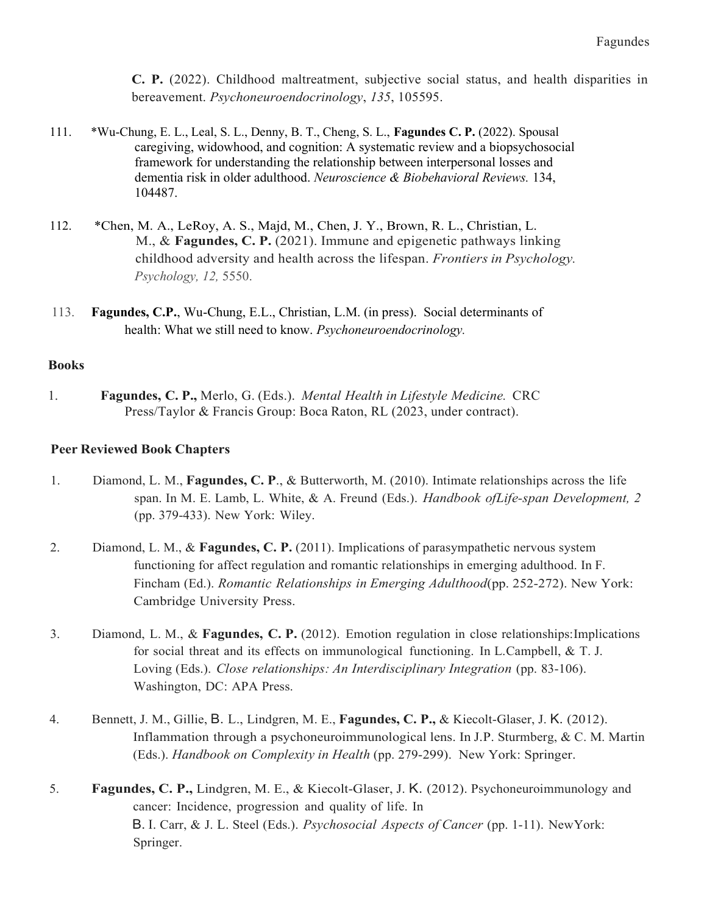**C. P.** (2022). Childhood maltreatment, subjective social status, and health disparities in bereavement. *Psychoneuroendocrinology*, *135*, 105595.

111. *Wu-Chung, E. L., Leal, S. L., Denny, B. T., Cheng, S. L., **Fagundes C. P.** (2022). Spousal caregiving, widowhood, and cognition: A systematic review and a biopsychosocial framework for understanding the relationship between interpersonal losses and dementia risk in older adulthood. *Neuroscience & Biobehavioral Reviews.* 134, 104487.

112. *Chen, M. A., LeRoy, A. S., Majd, M., Chen, J. Y., Brown, R. L., Christian, L. M., & **Fagundes, C. P.** (2021). Immune and epigenetic pathways linking childhood adversity and health across the lifespan. *Frontiers in Psychology. Psychology, 12,* 5550.

113. **Fagundes, C.P.**, Wu-Chung, E.L., Christian, L.M. (in press). Social determinants of health: What we still need to know. *Psychoneuroendocrinology.*

**Books**

1. **Fagundes, C. P.,** Merlo, G. (Eds.). *Mental Health in Lifestyle Medicine.* CRC Press/Taylor & Francis Group: Boca Raton, RL (2023, under contract).

**Peer Reviewed Book Chapters**

1. Diamond, L. M., **Fagundes, C. P**., & Butterworth, M. (2010). Intimate relationships across the life span. In M. E. Lamb, L. White, & A. Freund (Eds.). *Handbook ofLife-span Development, 2* (pp. 379-433). New York: Wiley.

2. Diamond, L. M., & **Fagundes, C. P.** (2011). Implications of parasympathetic nervous system functioning for affect regulation and romantic relationships in emerging adulthood. In F. Fincham (Ed.). *Romantic Relationships in Emerging Adulthood*(pp. 252-272). New York: Cambridge University Press.

3. Diamond, L. M., & **Fagundes, C. P.** (2012). Emotion regulation in close relationships:Implications for social threat and its effects on immunological functioning. In L.Campbell, & T. J. Loving (Eds.). *Close relationships: An Interdisciplinary Integration* (pp. 83-106). Washington, DC: APA Press.

4. Bennett, J. M., Gillie, B. L., Lindgren, M. E., **Fagundes, C. P.,** & Kiecolt-Glaser, J. K. (2012). Inflammation through a psychoneuroimmunological lens. In J.P. Sturmberg, & C. M. Martin (Eds.). *Handbook on Complexity in Health* (pp. 279-299). New York: Springer.

5. **Fagundes, C. P.,** Lindgren, M. E., & Kiecolt-Glaser, J. K. (2012). Psychoneuroimmunology and cancer: Incidence, progression and quality of life. In B. I. Carr, & J. L. Steel (Eds.). *Psychosocial Aspects of Cancer* (pp. 1-11). NewYork: Springer.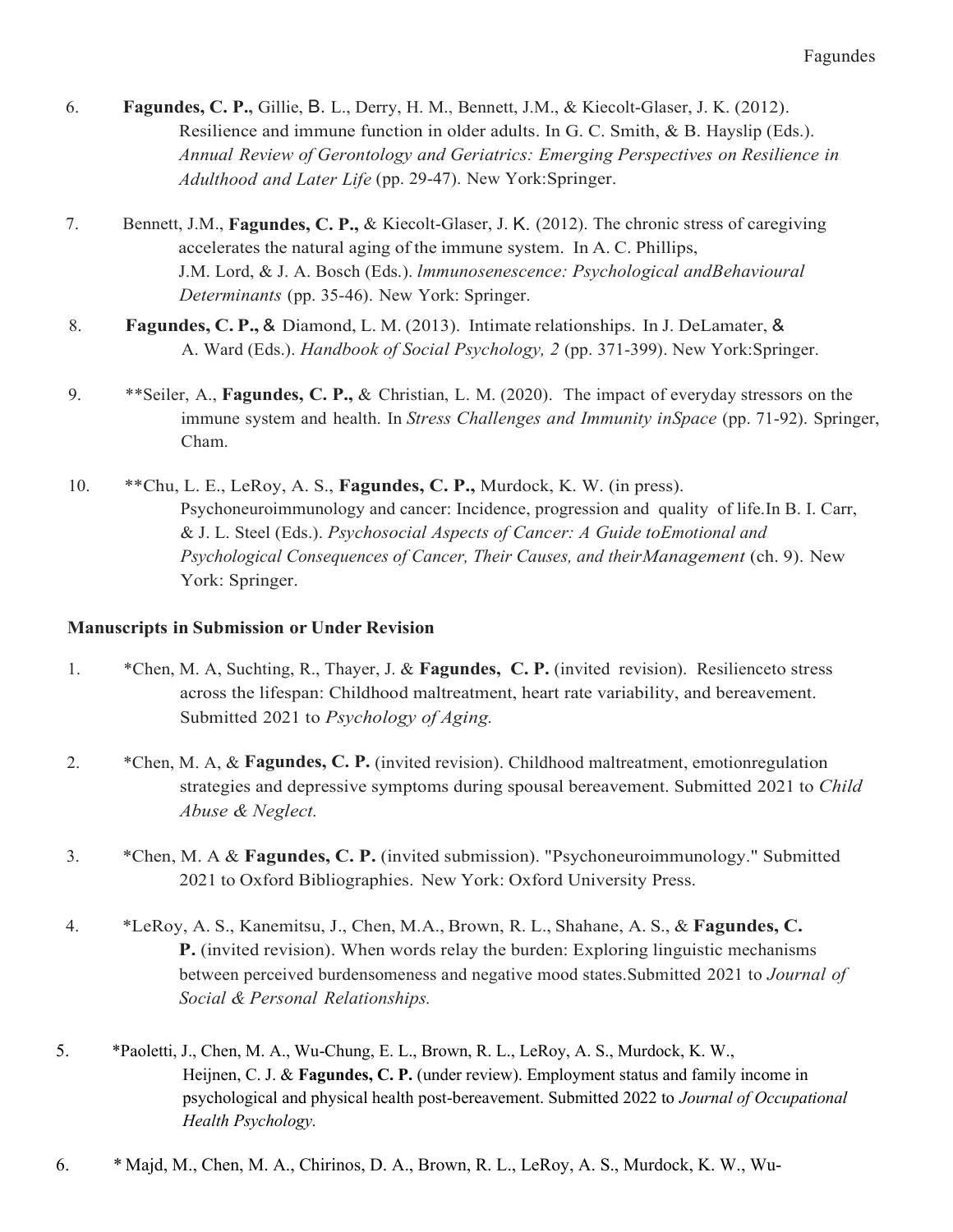6. **Fagundes, C. P.,** Gillie, B. L., Derry, H. M., Bennett, J.M., & Kiecolt-Glaser, J. K. (2012). Resilience and immune function in older adults. In G. C. Smith, & B. Hayslip (Eds.). *Annual Review of Gerontology and Geriatrics: Emerging Perspectives on Resilience in Adulthood and Later Life* (pp. 29-47). New York:Springer.

7. Bennett, J.M., **Fagundes, C. P.,** & Kiecolt-Glaser, J. K. (2012). The chronic stress of caregiving accelerates the natural aging of the immune system. In A. C. Phillips, J.M. Lord, & J. A. Bosch (Eds.). *lmmunosenescence: Psychological andBehavioural Determinants* (pp. 35-46). New York: Springer.

8. **Fagundes, C. P.,** & Diamond, L. M. (2013). Intimate relationships. In J. DeLamater, & A. Ward (Eds.). *Handbook of Social Psychology, 2* (pp. 371-399). New York:Springer.

9. **Seiler, A., **Fagundes, C. P.,** & Christian, L. M. (2020). The impact of everyday stressors on the immune system and health. In *Stress Challenges and Immunity inSpace* (pp. 71-92). Springer, Cham.

10. **Chu, L. E., LeRoy, A. S., **Fagundes, C. P.,** Murdock, K. W. (in press). Psychoneuroimmunology and cancer: Incidence, progression and quality of life.In B. I. Carr, & J. L. Steel (Eds.). *Psychosocial Aspects of Cancer: A Guide toEmotional and Psychological Consequences of Cancer, Their Causes, and theirManagement* (ch. 9). New York: Springer.

**Manuscripts in Submission or Under Revision**

1. *Chen, M. A, Suchting, R., Thayer, J. & **Fagundes, C. P.** (invited revision). Resilienceto stress across the lifespan: Childhood maltreatment, heart rate variability, and bereavement. Submitted 2021 to *Psychology of Aging.*

2. *Chen, M. A, & **Fagundes, C. P.** (invited revision). Childhood maltreatment, emotionregulation strategies and depressive symptoms during spousal bereavement. Submitted 2021 to *Child Abuse & Neglect.*

3. *Chen, M. A & **Fagundes, C. P.** (invited submission). "Psychoneuroimmunology." Submitted 2021 to Oxford Bibliographies. New York: Oxford University Press.

4. *LeRoy, A. S., Kanemitsu, J., Chen, M.A., Brown, R. L., Shahane, A. S., & **Fagundes, C. P.** (invited revision). When words relay the burden: Exploring linguistic mechanisms between perceived burdensomeness and negative mood states.Submitted 2021 to *Journal of Social & Personal Relationships.*

5. *Paoletti, J., Chen, M. A., Wu-Chung, E. L., Brown, R. L., LeRoy, A. S., Murdock, K. W., Heijnen, C. J. & **Fagundes, C. P.** (under review). Employment status and family income in psychological and physical health post-bereavement. Submitted 2022 to *Journal of Occupational Health Psychology.*

6. * Majd, M., Chen, M. A., Chirinos, D. A., Brown, R. L., LeRoy, A. S., Murdock, K. W., Wu-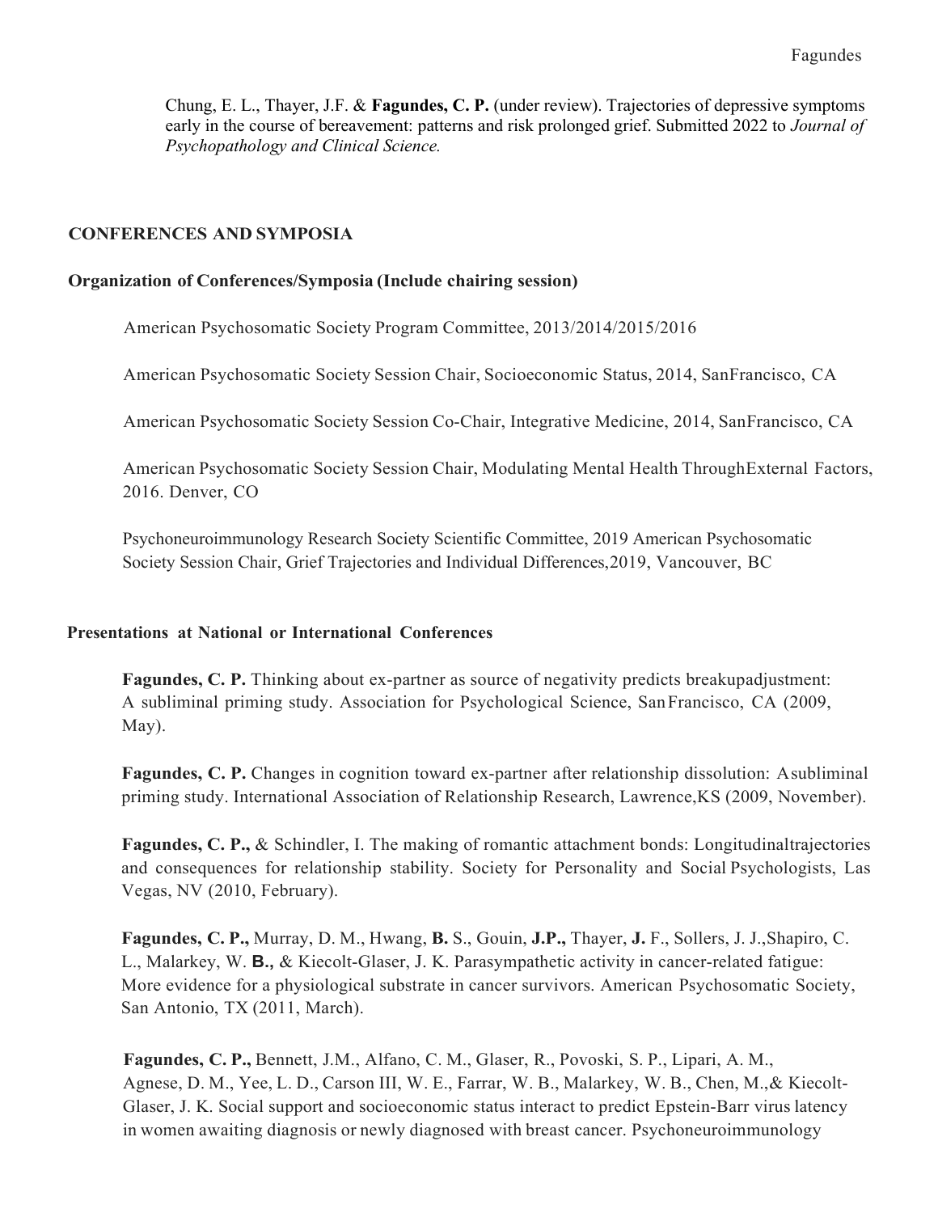Chung, E. L., Thayer, J.F. & **Fagundes, C. P.** (under review). Trajectories of depressive symptoms early in the course of bereavement: patterns and risk prolonged grief. Submitted 2022 to *Journal of Psychopathology and Clinical Science.*

## CONFERENCES AND SYMPOSIA

### Organization of Conferences/Symposia (Include chairing session)

American Psychosomatic Society Program Committee, 2013/2014/2015/2016

American Psychosomatic Society Session Chair, Socioeconomic Status, 2014, SanFrancisco, CA

American Psychosomatic Society Session Co-Chair, Integrative Medicine, 2014, SanFrancisco, CA

American Psychosomatic Society Session Chair, Modulating Mental Health ThroughExternal Factors, 2016. Denver, CO

Psychoneuroimmunology Research Society Scientific Committee, 2019 American Psychosomatic Society Session Chair, Grief Trajectories and Individual Differences,2019, Vancouver, BC

### Presentations at National or International Conferences

**Fagundes, C. P.** Thinking about ex-partner as source of negativity predicts breakupadjustment: A subliminal priming study. Association for Psychological Science, SanFrancisco, CA (2009, May).

**Fagundes, C. P.** Changes in cognition toward ex-partner after relationship dissolution: Asubliminal priming study. International Association of Relationship Research, Lawrence,KS (2009, November).

**Fagundes, C. P.,** & Schindler, I. The making of romantic attachment bonds: Longitudinaltrajectories and consequences for relationship stability. Society for Personality and Social Psychologists, Las Vegas, NV (2010, February).

**Fagundes, C. P.,** Murray, D. M., Hwang, **B.** S., Gouin, **J.P.,** Thayer, **J.** F., Sollers, J. J.,Shapiro, C. L., Malarkey, W. **B.,** & Kiecolt-Glaser, J. K. Parasympathetic activity in cancer-related fatigue: More evidence for a physiological substrate in cancer survivors. American Psychosomatic Society, San Antonio, TX (2011, March).

**Fagundes, C. P.,** Bennett, J.M., Alfano, C. M., Glaser, R., Povoski, S. P., Lipari, A. M., Agnese, D. M., Yee, L. D., Carson III, W. E., Farrar, W. B., Malarkey, W. B., Chen, M.,& Kiecolt-Glaser, J. K. Social support and socioeconomic status interact to predict Epstein-Barr virus latency in women awaiting diagnosis or newly diagnosed with breast cancer. Psychoneuroimmunology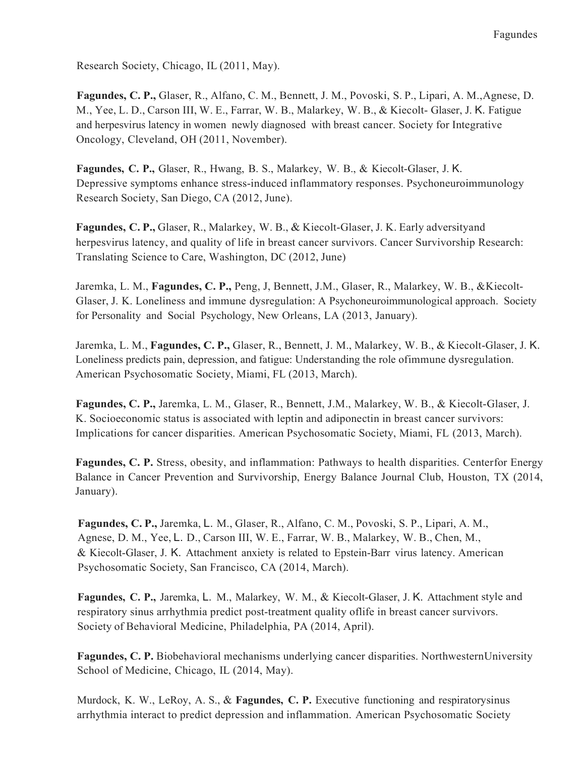Research Society, Chicago, IL (2011, May).

**Fagundes, C. P.,** Glaser, R., Alfano, C. M., Bennett, J. M., Povoski, S. P., Lipari, A. M.,Agnese, D. M., Yee, L. D., Carson III, W. E., Farrar, W. B., Malarkey, W. B., & Kiecolt- Glaser, J. K. Fatigue and herpesvirus latency in women newly diagnosed with breast cancer. Society for Integrative Oncology, Cleveland, OH (2011, November).

**Fagundes, C. P.,** Glaser, R., Hwang, B. S., Malarkey, W. B., & Kiecolt-Glaser, J. K. Depressive symptoms enhance stress-induced inflammatory responses. Psychoneuroimmunology Research Society, San Diego, CA (2012, June).

**Fagundes, C. P.,** Glaser, R., Malarkey, W. B., & Kiecolt-Glaser, J. K. Early adversityand herpesvirus latency, and quality of life in breast cancer survivors. Cancer Survivorship Research: Translating Science to Care, Washington, DC (2012, June)

Jaremka, L. M., **Fagundes, C. P.,** Peng, J, Bennett, J.M., Glaser, R., Malarkey, W. B., &Kiecolt-Glaser, J. K. Loneliness and immune dysregulation: A Psychoneuroimmunological approach. Society for Personality and Social Psychology, New Orleans, LA (2013, January).

Jaremka, L. M., **Fagundes, C. P.,** Glaser, R., Bennett, J. M., Malarkey, W. B., & Kiecolt-Glaser, J. K. Loneliness predicts pain, depression, and fatigue: Understanding the role ofimmune dysregulation. American Psychosomatic Society, Miami, FL (2013, March).

**Fagundes, C. P.,** Jaremka, L. M., Glaser, R., Bennett, J.M., Malarkey, W. B., & Kiecolt-Glaser, J. K. Socioeconomic status is associated with leptin and adiponectin in breast cancer survivors: Implications for cancer disparities. American Psychosomatic Society, Miami, FL (2013, March).

**Fagundes, C. P.** Stress, obesity, and inflammation: Pathways to health disparities. Centerfor Energy Balance in Cancer Prevention and Survivorship, Energy Balance Journal Club, Houston, TX (2014, January).

**Fagundes, C. P.,** Jaremka, L. M., Glaser, R., Alfano, C. M., Povoski, S. P., Lipari, A. M., Agnese, D. M., Yee, L. D., Carson III, W. E., Farrar, W. B., Malarkey, W. B., Chen, M., & Kiecolt-Glaser, J. K. Attachment anxiety is related to Epstein-Barr virus latency. American Psychosomatic Society, San Francisco, CA (2014, March).

**Fagundes, C. P.,** Jaremka, L. M., Malarkey, W. M., & Kiecolt-Glaser, J. K. Attachment style and respiratory sinus arrhythmia predict post-treatment quality oflife in breast cancer survivors. Society of Behavioral Medicine, Philadelphia, PA (2014, April).

**Fagundes, C. P.** Biobehavioral mechanisms underlying cancer disparities. NorthwesternUniversity School of Medicine, Chicago, IL (2014, May).

Murdock, K. W., LeRoy, A. S., & **Fagundes, C. P.** Executive functioning and respiratorysinus arrhythmia interact to predict depression and inflammation. American Psychosomatic Society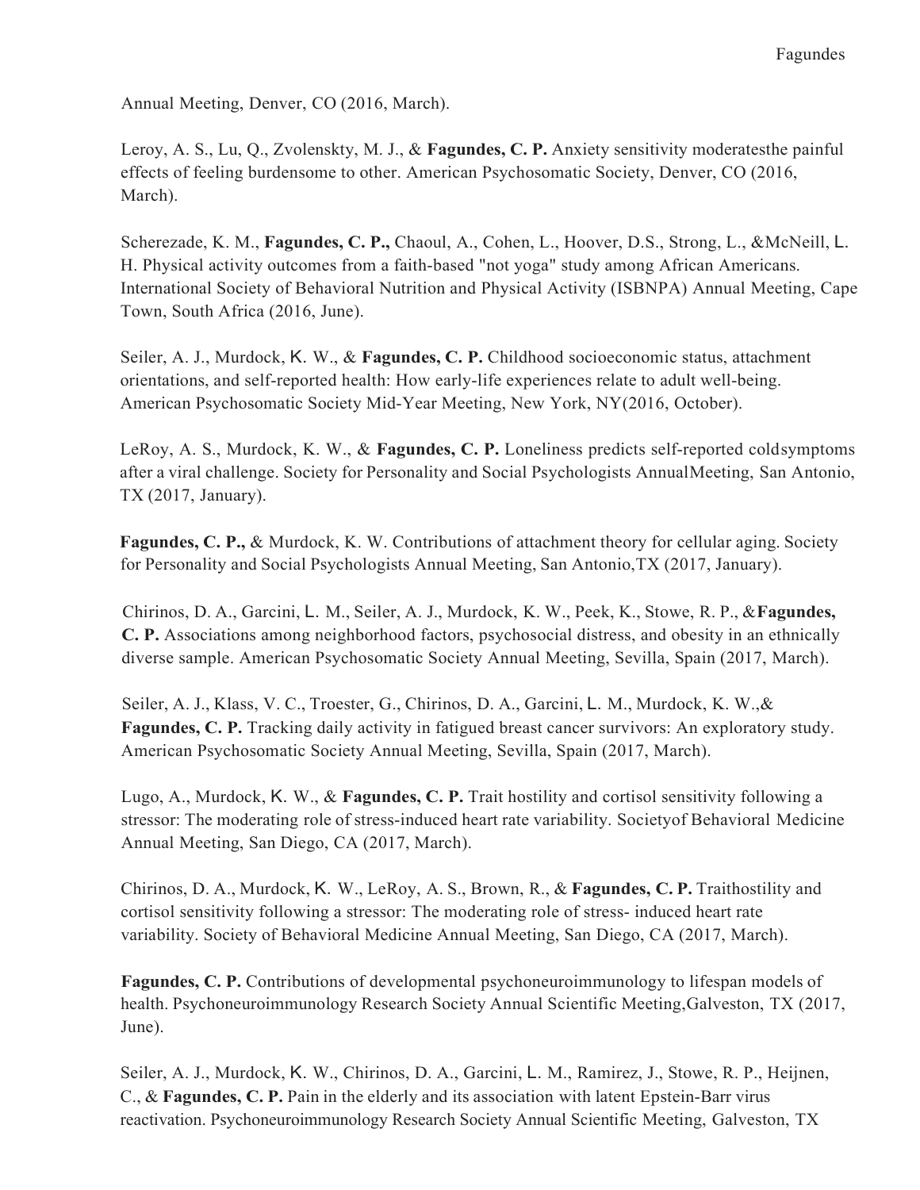Annual Meeting, Denver, CO (2016, March).

Leroy, A. S., Lu, Q., Zvolenskty, M. J., & **Fagundes, C. P.** Anxiety sensitivity moderatesthe painful effects of feeling burdensome to other. American Psychosomatic Society, Denver, CO (2016, March).

Scherezade, K. M., **Fagundes, C. P.,** Chaoul, A., Cohen, L., Hoover, D.S., Strong, L., &McNeill, L. H. Physical activity outcomes from a faith-based "not yoga" study among African Americans. International Society of Behavioral Nutrition and Physical Activity (ISBNPA) Annual Meeting, Cape Town, South Africa (2016, June).

Seiler, A. J., Murdock, K. W., & **Fagundes, C. P.** Childhood socioeconomic status, attachment orientations, and self-reported health: How early-life experiences relate to adult well-being. American Psychosomatic Society Mid-Year Meeting, New York, NY(2016, October).

LeRoy, A. S., Murdock, K. W., & **Fagundes, C. P.** Loneliness predicts self-reported coldsymptoms after a viral challenge. Society for Personality and Social Psychologists AnnualMeeting, San Antonio, TX (2017, January).

**Fagundes, C. P.,** & Murdock, K. W. Contributions of attachment theory for cellular aging. Society for Personality and Social Psychologists Annual Meeting, San Antonio,TX (2017, January).

Chirinos, D. A., Garcini, L. M., Seiler, A. J., Murdock, K. W., Peek, K., Stowe, R. P., &**Fagundes, C. P.** Associations among neighborhood factors, psychosocial distress, and obesity in an ethnically diverse sample. American Psychosomatic Society Annual Meeting, Sevilla, Spain (2017, March).

Seiler, A. J., Klass, V. C., Troester, G., Chirinos, D. A., Garcini, L. M., Murdock, K. W.,& **Fagundes, C. P.** Tracking daily activity in fatigued breast cancer survivors: An exploratory study. American Psychosomatic Society Annual Meeting, Sevilla, Spain (2017, March).

Lugo, A., Murdock, K. W., & **Fagundes, C. P.** Trait hostility and cortisol sensitivity following a stressor: The moderating role of stress-induced heart rate variability. Societyof Behavioral Medicine Annual Meeting, San Diego, CA (2017, March).

Chirinos, D. A., Murdock, K. W., LeRoy, A. S., Brown, R., & **Fagundes, C. P.** Traithostility and cortisol sensitivity following a stressor: The moderating role of stress- induced heart rate variability. Society of Behavioral Medicine Annual Meeting, San Diego, CA (2017, March).

**Fagundes, C. P.** Contributions of developmental psychoneuroimmunology to lifespan models of health. Psychoneuroimmunology Research Society Annual Scientific Meeting,Galveston, TX (2017, June).

Seiler, A. J., Murdock, K. W., Chirinos, D. A., Garcini, L. M., Ramirez, J., Stowe, R. P., Heijnen, C., & **Fagundes, C. P.** Pain in the elderly and its association with latent Epstein-Barr virus reactivation. Psychoneuroimmunology Research Society Annual Scientific Meeting, Galveston, TX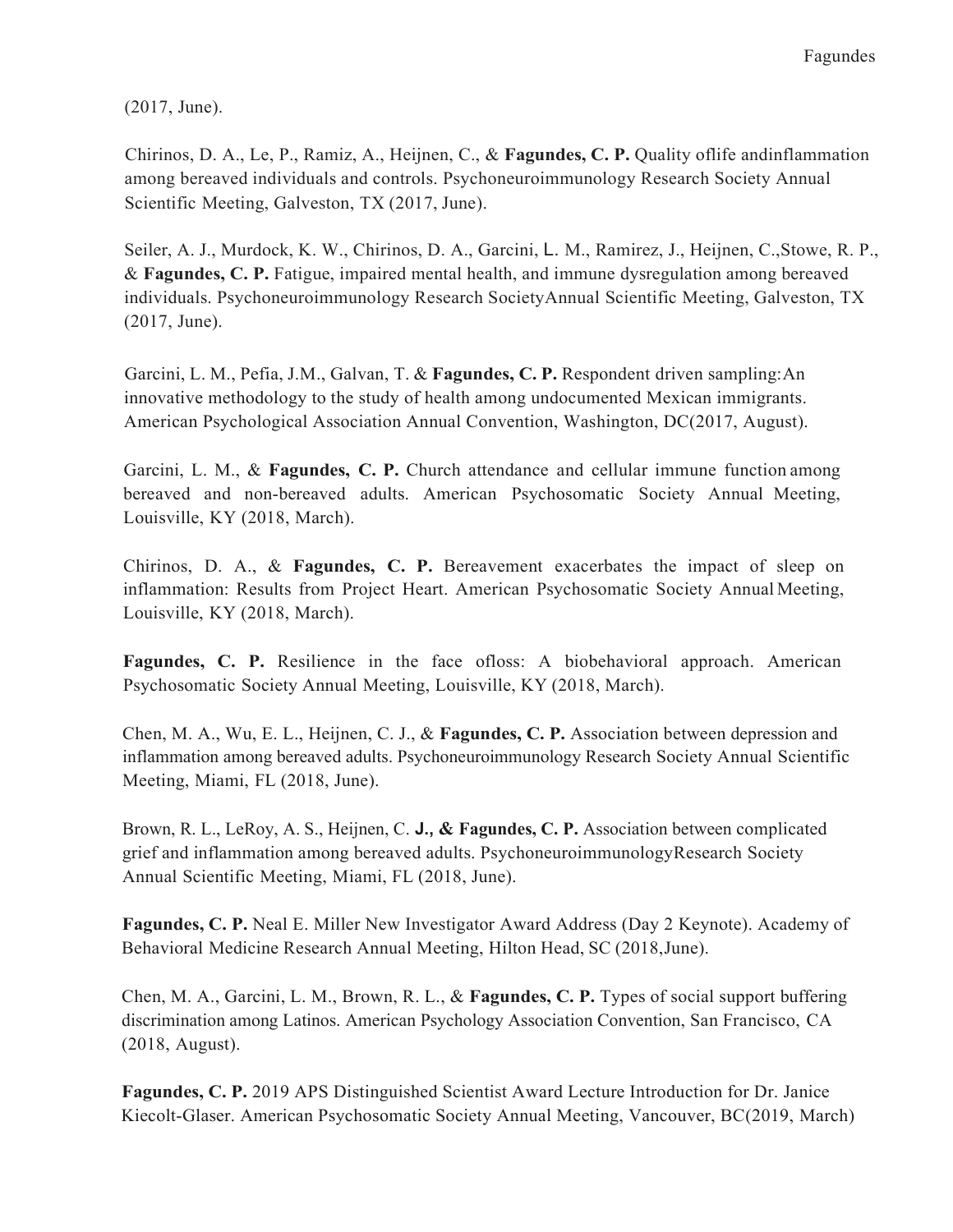(2017, June).

Chirinos, D. A., Le, P., Ramiz, A., Heijnen, C., & **Fagundes, C. P.** Quality oflife andinflammation among bereaved individuals and controls. Psychoneuroimmunology Research Society Annual Scientific Meeting, Galveston, TX (2017, June).

Seiler, A. J., Murdock, K. W., Chirinos, D. A., Garcini, L. M., Ramirez, J., Heijnen, C.,Stowe, R. P., & **Fagundes, C. P.** Fatigue, impaired mental health, and immune dysregulation among bereaved individuals. Psychoneuroimmunology Research SocietyAnnual Scientific Meeting, Galveston, TX (2017, June).

Garcini, L. M., Pefia, J.M., Galvan, T. & **Fagundes, C. P.** Respondent driven sampling:An innovative methodology to the study of health among undocumented Mexican immigrants. American Psychological Association Annual Convention, Washington, DC(2017, August).

Garcini, L. M., & **Fagundes, C. P.** Church attendance and cellular immune function among bereaved and non-bereaved adults. American Psychosomatic Society Annual Meeting, Louisville, KY (2018, March).

Chirinos, D. A., & **Fagundes, C. P.** Bereavement exacerbates the impact of sleep on inflammation: Results from Project Heart. American Psychosomatic Society Annual Meeting, Louisville, KY (2018, March).

**Fagundes, C. P.** Resilience in the face ofloss: A biobehavioral approach. American Psychosomatic Society Annual Meeting, Louisville, KY (2018, March).

Chen, M. A., Wu, E. L., Heijnen, C. J., & **Fagundes, C. P.** Association between depression and inflammation among bereaved adults. Psychoneuroimmunology Research Society Annual Scientific Meeting, Miami, FL (2018, June).

Brown, R. L., LeRoy, A. S., Heijnen, C. **J., & Fagundes, C. P.** Association between complicated grief and inflammation among bereaved adults. PsychoneuroimmunologyResearch Society Annual Scientific Meeting, Miami, FL (2018, June).

**Fagundes, C. P.** Neal E. Miller New Investigator Award Address (Day 2 Keynote). Academy of Behavioral Medicine Research Annual Meeting, Hilton Head, SC (2018,June).

Chen, M. A., Garcini, L. M., Brown, R. L., & **Fagundes, C. P.** Types of social support buffering discrimination among Latinos. American Psychology Association Convention, San Francisco, CA (2018, August).

**Fagundes, C. P.** 2019 APS Distinguished Scientist Award Lecture Introduction for Dr. Janice Kiecolt-Glaser. American Psychosomatic Society Annual Meeting, Vancouver, BC(2019, March)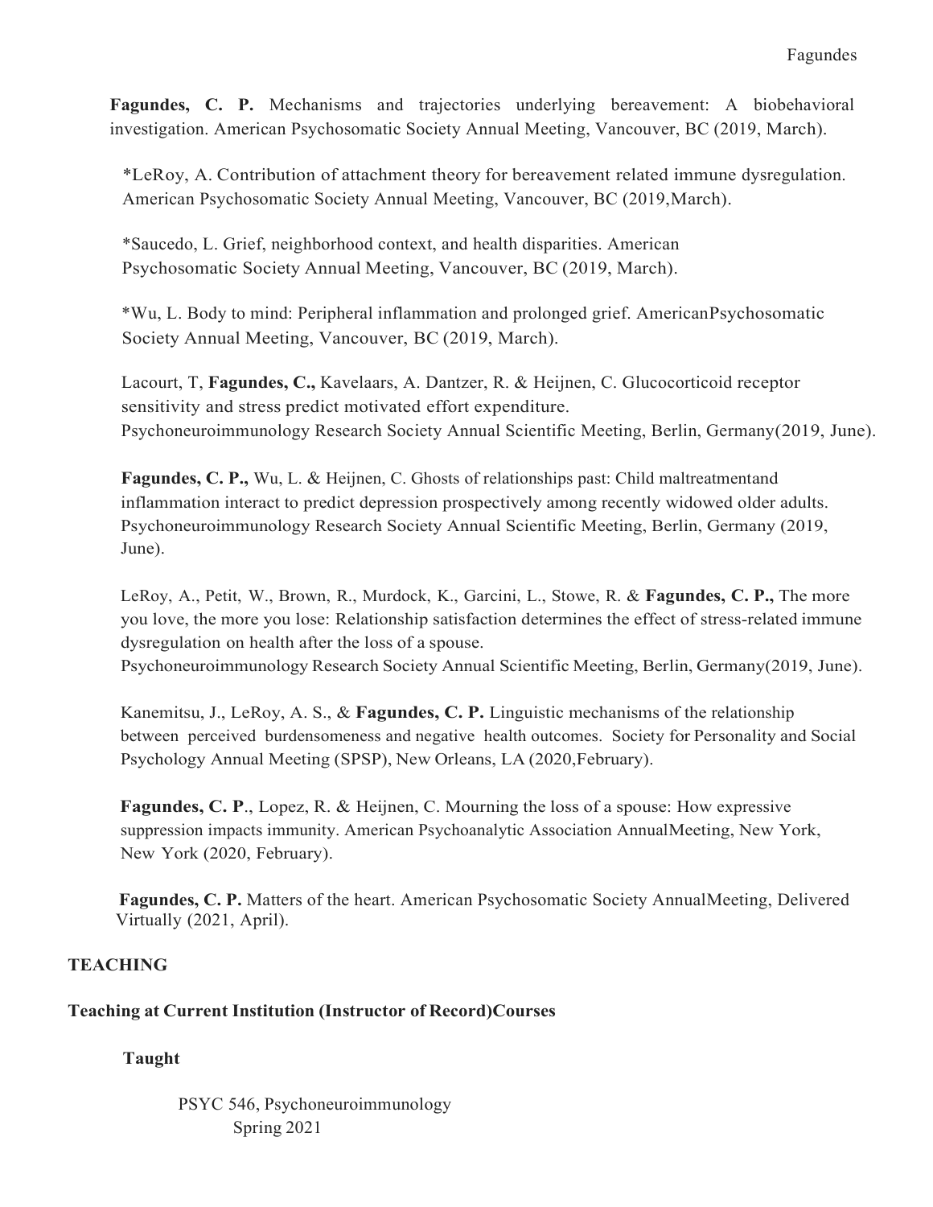**Fagundes, C. P.** Mechanisms and trajectories underlying bereavement: A biobehavioral investigation. American Psychosomatic Society Annual Meeting, Vancouver, BC (2019, March).

*LeRoy, A. Contribution of attachment theory for bereavement related immune dysregulation. American Psychosomatic Society Annual Meeting, Vancouver, BC (2019,March).

*Saucedo, L. Grief, neighborhood context, and health disparities. American Psychosomatic Society Annual Meeting, Vancouver, BC (2019, March).

*Wu, L. Body to mind: Peripheral inflammation and prolonged grief. AmericanPsychosomatic Society Annual Meeting, Vancouver, BC (2019, March).

Lacourt, T, **Fagundes, C.,** Kavelaars, A. Dantzer, R. & Heijnen, C. Glucocorticoid receptor sensitivity and stress predict motivated effort expenditure. Psychoneuroimmunology Research Society Annual Scientific Meeting, Berlin, Germany(2019, June).

**Fagundes, C. P.,** Wu, L. & Heijnen, C. Ghosts of relationships past: Child maltreatmentand inflammation interact to predict depression prospectively among recently widowed older adults. Psychoneuroimmunology Research Society Annual Scientific Meeting, Berlin, Germany (2019, June).

LeRoy, A., Petit, W., Brown, R., Murdock, K., Garcini, L., Stowe, R. & **Fagundes, C. P.,** The more you love, the more you lose: Relationship satisfaction determines the effect of stress-related immune dysregulation on health after the loss of a spouse. Psychoneuroimmunology Research Society Annual Scientific Meeting, Berlin, Germany(2019, June).

Kanemitsu, J., LeRoy, A. S., & **Fagundes, C. P.** Linguistic mechanisms of the relationship between perceived burdensomeness and negative health outcomes. Society for Personality and Social Psychology Annual Meeting (SPSP), New Orleans, LA (2020,February).

**Fagundes, C. P**., Lopez, R. & Heijnen, C. Mourning the loss of a spouse: How expressive suppression impacts immunity. American Psychoanalytic Association AnnualMeeting, New York, New York (2020, February).

**Fagundes, C. P.** Matters of the heart. American Psychosomatic Society AnnualMeeting, Delivered Virtually (2021, April).

## TEACHING

### Teaching at Current Institution (Instructor of Record)Courses

**Taught**

PSYC 546, Psychoneuroimmunology
Spring 2021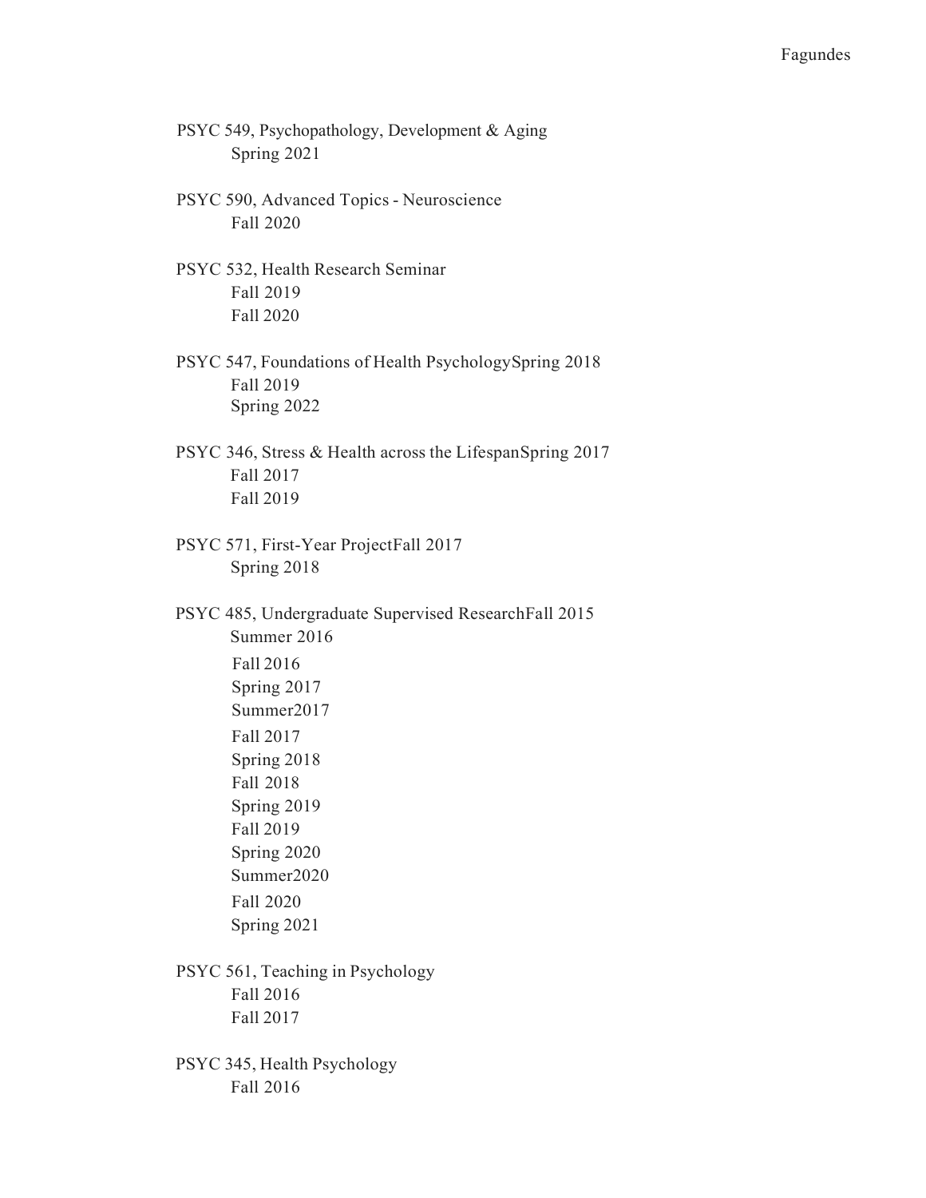PSYC 549, Psychopathology, Development & Aging
    Spring 2021

PSYC 590, Advanced Topics - Neuroscience
    Fall 2020

PSYC 532, Health Research Seminar
    Fall 2019
    Fall 2020

PSYC 547, Foundations of Health Psychology Spring 2018
    Fall 2019
    Spring 2022

PSYC 346, Stress & Health across the Lifespan Spring 2017
    Fall 2017
    Fall 2019

PSYC 571, First-Year Project Fall 2017
    Spring 2018

PSYC 485, Undergraduate Supervised Research Fall 2015
    Summer 2016
    Fall 2016
    Spring 2017
    Summer 2017
    Fall 2017
    Spring 2018
    Fall 2018
    Spring 2019
    Fall 2019
    Spring 2020
    Summer 2020
    Fall 2020
    Spring 2021

PSYC 561, Teaching in Psychology
    Fall 2016
    Fall 2017

PSYC 345, Health Psychology
    Fall 2016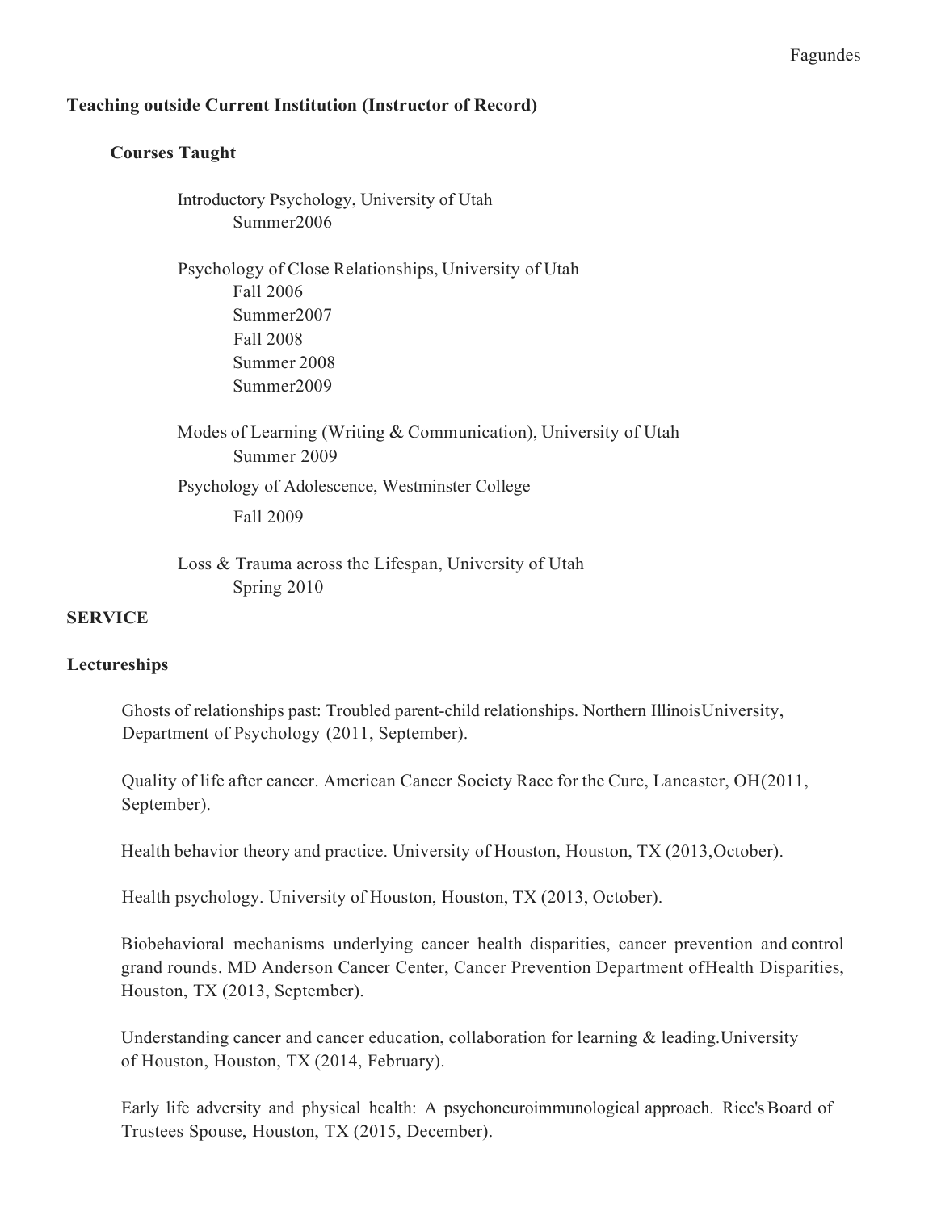### Teaching outside Current Institution (Instructor of Record)

#### Courses Taught

Introductory Psychology, University of Utah
Summer2006

Psychology of Close Relationships, University of Utah
Fall 2006
Summer2007
Fall 2008
Summer 2008
Summer2009

Modes of Learning (Writing & Communication), University of Utah
Summer 2009

Psychology of Adolescence, Westminster College
Fall 2009

Loss & Trauma across the Lifespan, University of Utah
Spring 2010

## SERVICE

### Lectureships

Ghosts of relationships past: Troubled parent-child relationships. Northern Illinois University, Department of Psychology (2011, September).

Quality of life after cancer. American Cancer Society Race for the Cure, Lancaster, OH(2011, September).

Health behavior theory and practice. University of Houston, Houston, TX (2013,October).

Health psychology. University of Houston, Houston, TX (2013, October).

Biobehavioral mechanisms underlying cancer health disparities, cancer prevention and control grand rounds. MD Anderson Cancer Center, Cancer Prevention Department of Health Disparities, Houston, TX (2013, September).

Understanding cancer and cancer education, collaboration for learning & leading. University of Houston, Houston, TX (2014, February).

Early life adversity and physical health: A psychoneuroimmunological approach. Rice's Board of Trustees Spouse, Houston, TX (2015, December).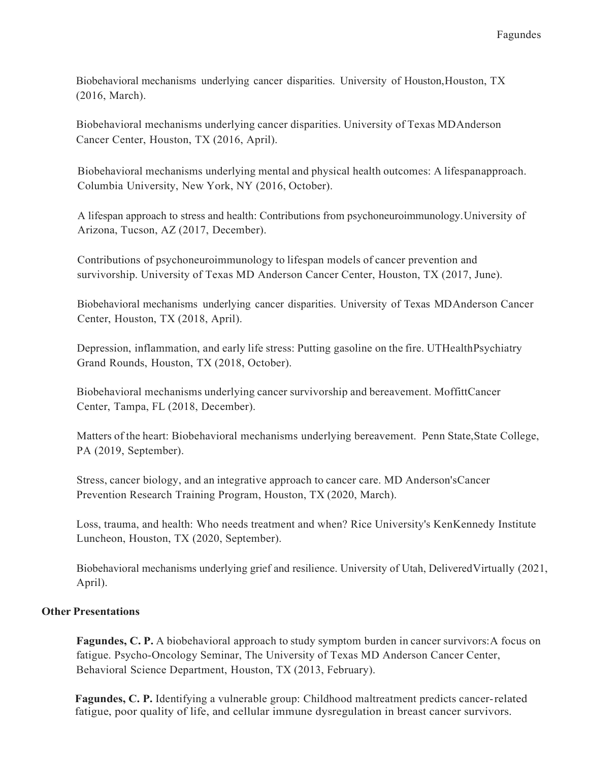Biobehavioral mechanisms underlying cancer disparities. University of Houston, Houston, TX (2016, March).

Biobehavioral mechanisms underlying cancer disparities. University of Texas MD Anderson Cancer Center, Houston, TX (2016, April).

Biobehavioral mechanisms underlying mental and physical health outcomes: A lifespan approach. Columbia University, New York, NY (2016, October).

A lifespan approach to stress and health: Contributions from psychoneuroimmunology. University of Arizona, Tucson, AZ (2017, December).

Contributions of psychoneuroimmunology to lifespan models of cancer prevention and survivorship. University of Texas MD Anderson Cancer Center, Houston, TX (2017, June).

Biobehavioral mechanisms underlying cancer disparities. University of Texas MD Anderson Cancer Center, Houston, TX (2018, April).

Depression, inflammation, and early life stress: Putting gasoline on the fire. UTHealth Psychiatry Grand Rounds, Houston, TX (2018, October).

Biobehavioral mechanisms underlying cancer survivorship and bereavement. Moffitt Cancer Center, Tampa, FL (2018, December).

Matters of the heart: Biobehavioral mechanisms underlying bereavement. Penn State, State College, PA (2019, September).

Stress, cancer biology, and an integrative approach to cancer care. MD Anderson's Cancer Prevention Research Training Program, Houston, TX (2020, March).

Loss, trauma, and health: Who needs treatment and when? Rice University's Ken Kennedy Institute Luncheon, Houston, TX (2020, September).

Biobehavioral mechanisms underlying grief and resilience. University of Utah, Delivered Virtually (2021, April).

**Other Presentations**

**Fagundes, C. P.** A biobehavioral approach to study symptom burden in cancer survivors: A focus on fatigue. Psycho-Oncology Seminar, The University of Texas MD Anderson Cancer Center, Behavioral Science Department, Houston, TX (2013, February).

**Fagundes, C. P.** Identifying a vulnerable group: Childhood maltreatment predicts cancer-related fatigue, poor quality of life, and cellular immune dysregulation in breast cancer survivors.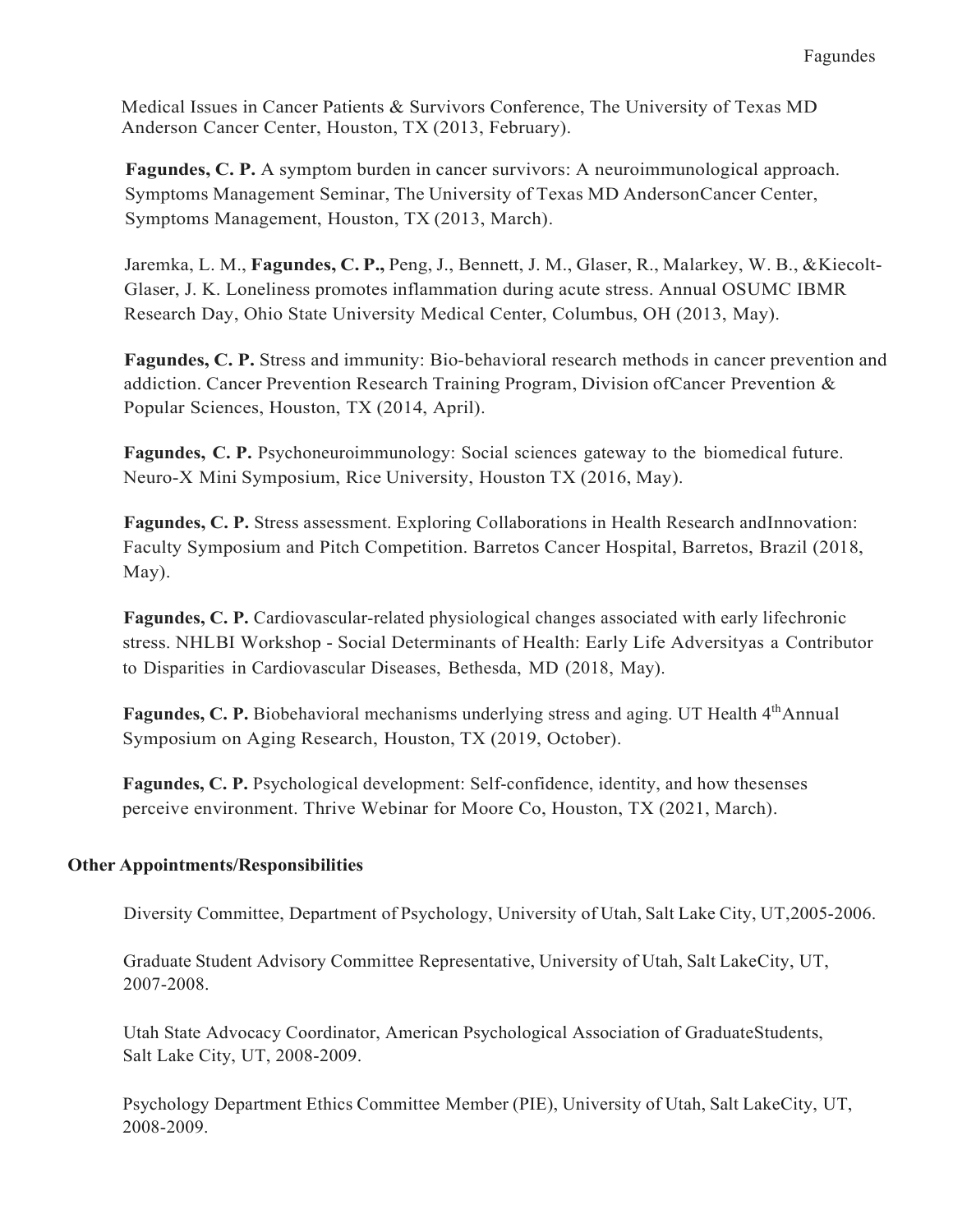Medical Issues in Cancer Patients & Survivors Conference, The University of Texas MD Anderson Cancer Center, Houston, TX (2013, February).

**Fagundes, C. P.** A symptom burden in cancer survivors: A neuroimmunological approach. Symptoms Management Seminar, The University of Texas MD AndersonCancer Center, Symptoms Management, Houston, TX (2013, March).

Jaremka, L. M., **Fagundes, C. P.,** Peng, J., Bennett, J. M., Glaser, R., Malarkey, W. B., &Kiecolt-Glaser, J. K. Loneliness promotes inflammation during acute stress. Annual OSUMC IBMR Research Day, Ohio State University Medical Center, Columbus, OH (2013, May).

**Fagundes, C. P.** Stress and immunity: Bio-behavioral research methods in cancer prevention and addiction. Cancer Prevention Research Training Program, Division ofCancer Prevention & Popular Sciences, Houston, TX (2014, April).

**Fagundes, C. P.** Psychoneuroimmunology: Social sciences gateway to the biomedical future. Neuro-X Mini Symposium, Rice University, Houston TX (2016, May).

**Fagundes, C. P.** Stress assessment. Exploring Collaborations in Health Research andInnovation: Faculty Symposium and Pitch Competition. Barretos Cancer Hospital, Barretos, Brazil (2018, May).

**Fagundes, C. P.** Cardiovascular-related physiological changes associated with early lifechronic stress. NHLBI Workshop - Social Determinants of Health: Early Life Adversityas a Contributor to Disparities in Cardiovascular Diseases, Bethesda, MD (2018, May).

**Fagundes, C. P.** Biobehavioral mechanisms underlying stress and aging. UT Health 4th Annual Symposium on Aging Research, Houston, TX (2019, October).

**Fagundes, C. P.** Psychological development: Self-confidence, identity, and how thesenses perceive environment. Thrive Webinar for Moore Co, Houston, TX (2021, March).

## Other Appointments/Responsibilities

Diversity Committee, Department of Psychology, University of Utah, Salt Lake City, UT,2005-2006.

Graduate Student Advisory Committee Representative, University of Utah, Salt LakeCity, UT, 2007-2008.

Utah State Advocacy Coordinator, American Psychological Association of GraduateStudents, Salt Lake City, UT, 2008-2009.

Psychology Department Ethics Committee Member (PIE), University of Utah, Salt LakeCity, UT, 2008-2009.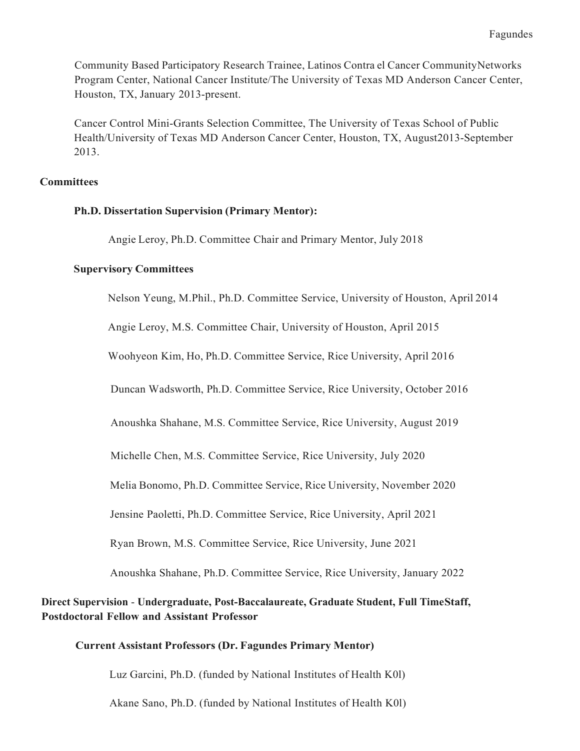Community Based Participatory Research Trainee, Latinos Contra el Cancer CommunityNetworks Program Center, National Cancer Institute/The University of Texas MD Anderson Cancer Center, Houston, TX, January 2013-present.

Cancer Control Mini-Grants Selection Committee, The University of Texas School of Public Health/University of Texas MD Anderson Cancer Center, Houston, TX, August2013-September 2013.

## Committees

### Ph.D. Dissertation Supervision (Primary Mentor):

Angie Leroy, Ph.D. Committee Chair and Primary Mentor, July 2018

### Supervisory Committees

Nelson Yeung, M.Phil., Ph.D. Committee Service, University of Houston, April 2014

Angie Leroy, M.S. Committee Chair, University of Houston, April 2015

Woohyeon Kim, Ho, Ph.D. Committee Service, Rice University, April 2016

Duncan Wadsworth, Ph.D. Committee Service, Rice University, October 2016

Anoushka Shahane, M.S. Committee Service, Rice University, August 2019

Michelle Chen, M.S. Committee Service, Rice University, July 2020

Melia Bonomo, Ph.D. Committee Service, Rice University, November 2020

Jensine Paoletti, Ph.D. Committee Service, Rice University, April 2021

Ryan Brown, M.S. Committee Service, Rice University, June 2021

Anoushka Shahane, Ph.D. Committee Service, Rice University, January 2022

## Direct Supervision - Undergraduate, Post-Baccalaureate, Graduate Student, Full TimeStaff, Postdoctoral Fellow and Assistant Professor

### Current Assistant Professors (Dr. Fagundes Primary Mentor)

Luz Garcini, Ph.D. (funded by National Institutes of Health K0l)

Akane Sano, Ph.D. (funded by National Institutes of Health K0l)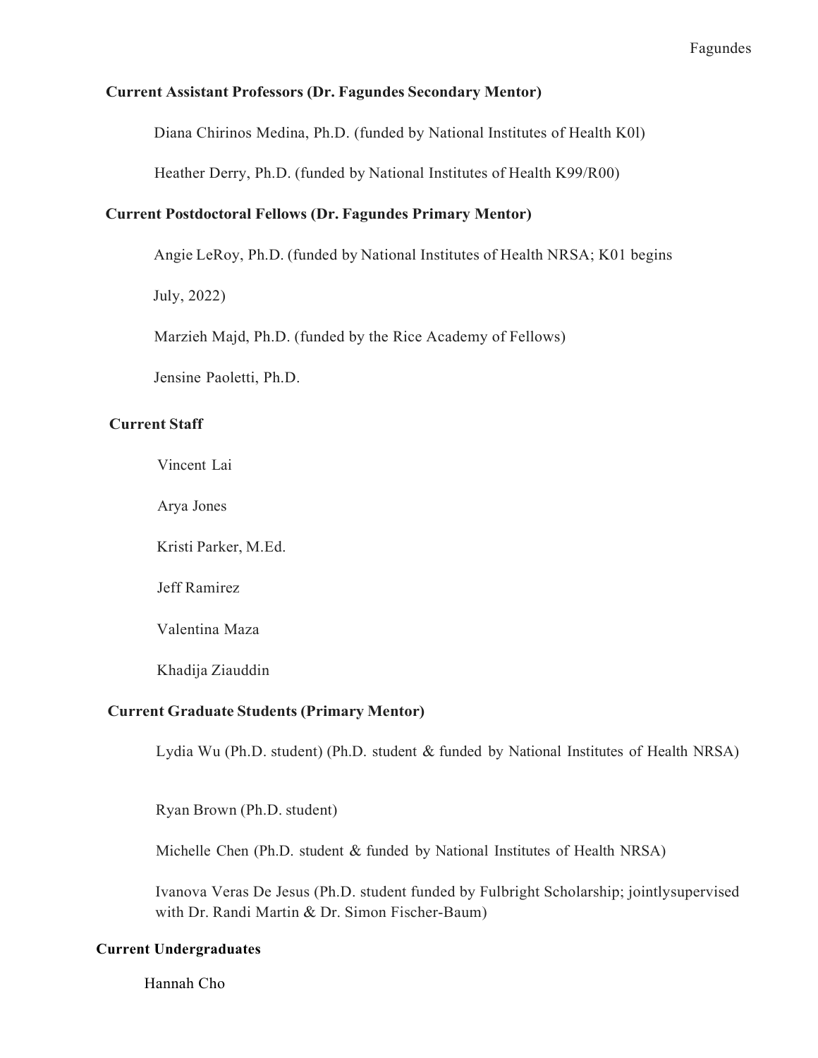**Current Assistant Professors (Dr. Fagundes Secondary Mentor)**

Diana Chirinos Medina, Ph.D. (funded by National Institutes of Health K0l)

Heather Derry, Ph.D. (funded by National Institutes of Health K99/R00)

**Current Postdoctoral Fellows (Dr. Fagundes Primary Mentor)**

Angie LeRoy, Ph.D. (funded by National Institutes of Health NRSA; K01 begins July, 2022)

Marzieh Majd, Ph.D. (funded by the Rice Academy of Fellows)

Jensine Paoletti, Ph.D.

**Current Staff**

Vincent Lai

Arya Jones

Kristi Parker, M.Ed.

Jeff Ramirez

Valentina Maza

Khadija Ziauddin

**Current Graduate Students (Primary Mentor)**

Lydia Wu (Ph.D. student) (Ph.D. student & funded by National Institutes of Health NRSA)

Ryan Brown (Ph.D. student)

Michelle Chen (Ph.D. student & funded by National Institutes of Health NRSA)

Ivanova Veras De Jesus (Ph.D. student funded by Fulbright Scholarship; jointlysupervised with Dr. Randi Martin & Dr. Simon Fischer-Baum)

**Current Undergraduates**

Hannah Cho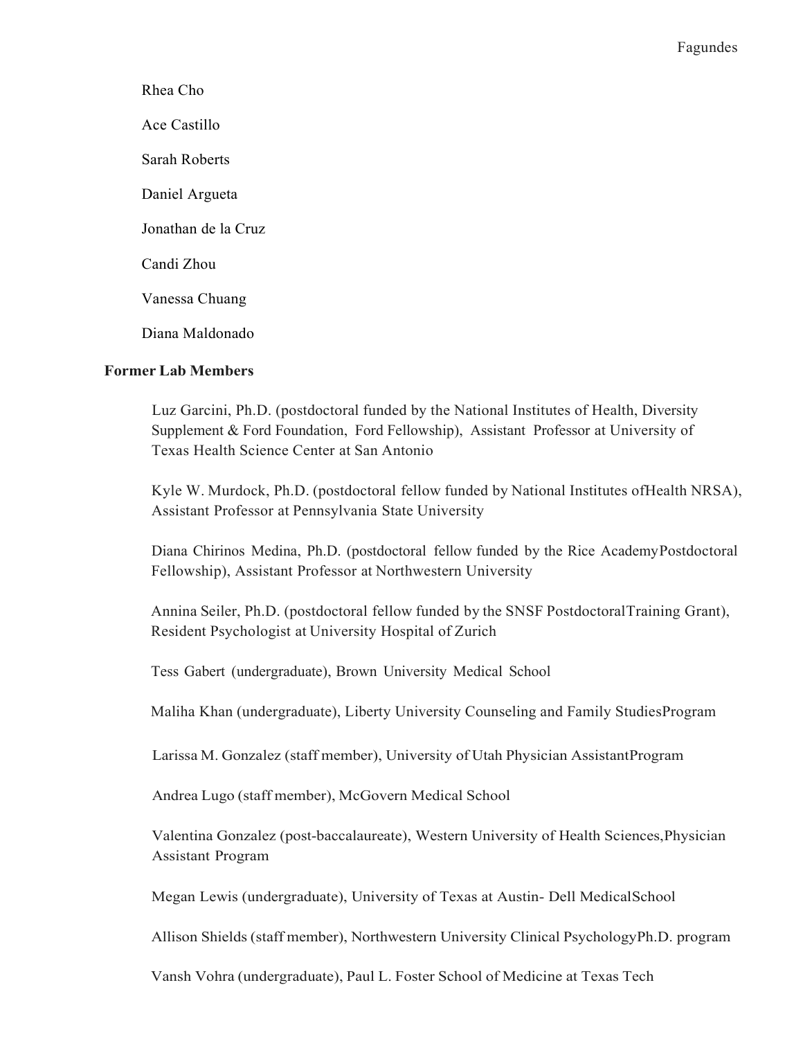Rhea Cho

Ace Castillo

Sarah Roberts

Daniel Argueta

Jonathan de la Cruz

Candi Zhou

Vanessa Chuang

Diana Maldonado

**Former Lab Members**

Luz Garcini, Ph.D. (postdoctoral funded by the National Institutes of Health, Diversity Supplement & Ford Foundation, Ford Fellowship), Assistant Professor at University of Texas Health Science Center at San Antonio

Kyle W. Murdock, Ph.D. (postdoctoral fellow funded by National Institutes ofHealth NRSA), Assistant Professor at Pennsylvania State University

Diana Chirinos Medina, Ph.D. (postdoctoral fellow funded by the Rice AcademyPostdoctoral Fellowship), Assistant Professor at Northwestern University

Annina Seiler, Ph.D. (postdoctoral fellow funded by the SNSF PostdoctoralTraining Grant), Resident Psychologist at University Hospital of Zurich

Tess Gabert (undergraduate), Brown University Medical School

Maliha Khan (undergraduate), Liberty University Counseling and Family StudiesProgram

Larissa M. Gonzalez (staff member), University of Utah Physician AssistantProgram

Andrea Lugo (staff member), McGovern Medical School

Valentina Gonzalez (post-baccalaureate), Western University of Health Sciences,Physician Assistant Program

Megan Lewis (undergraduate), University of Texas at Austin- Dell MedicalSchool

Allison Shields (staff member), Northwestern University Clinical PsychologyPh.D. program

Vansh Vohra (undergraduate), Paul L. Foster School of Medicine at Texas Tech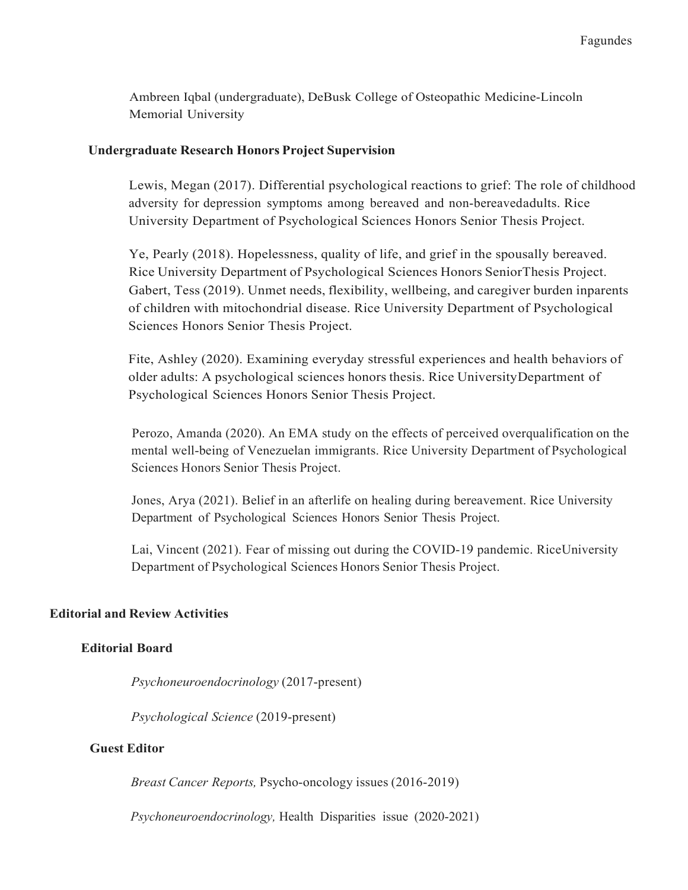Ambreen Iqbal (undergraduate), DeBusk College of Osteopathic Medicine-Lincoln Memorial University

### Undergraduate Research Honors Project Supervision

Lewis, Megan (2017). Differential psychological reactions to grief: The role of childhood adversity for depression symptoms among bereaved and non-bereavedadults. Rice University Department of Psychological Sciences Honors Senior Thesis Project.

Ye, Pearly (2018). Hopelessness, quality of life, and grief in the spousally bereaved. Rice University Department of Psychological Sciences Honors SeniorThesis Project.

Gabert, Tess (2019). Unmet needs, flexibility, wellbeing, and caregiver burden inparents of children with mitochondrial disease. Rice University Department of Psychological Sciences Honors Senior Thesis Project.

Fite, Ashley (2020). Examining everyday stressful experiences and health behaviors of older adults: A psychological sciences honors thesis. Rice UniversityDepartment of Psychological Sciences Honors Senior Thesis Project.

Perozo, Amanda (2020). An EMA study on the effects of perceived overqualification on the mental well-being of Venezuelan immigrants. Rice University Department of Psychological Sciences Honors Senior Thesis Project.

Jones, Arya (2021). Belief in an afterlife on healing during bereavement. Rice University Department of Psychological Sciences Honors Senior Thesis Project.

Lai, Vincent (2021). Fear of missing out during the COVID-19 pandemic. RiceUniversity Department of Psychological Sciences Honors Senior Thesis Project.

## Editorial and Review Activities

### Editorial Board

*Psychoneuroendocrinology* (2017-present)

*Psychological Science* (2019-present)

### Guest Editor

*Breast Cancer Reports,* Psycho-oncology issues (2016-2019)

*Psychoneuroendocrinology,* Health Disparities issue (2020-2021)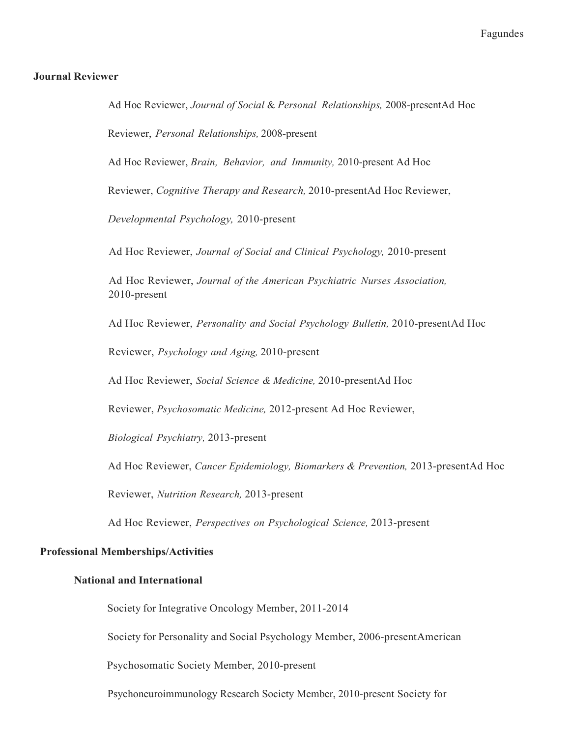## Journal Reviewer

Ad Hoc Reviewer, *Journal of Social & Personal Relationships,* 2008-present

Ad Hoc Reviewer, *Personal Relationships,* 2008-present

Ad Hoc Reviewer, *Brain, Behavior, and Immunity,* 2010-present

Ad Hoc Reviewer, *Cognitive Therapy and Research,* 2010-present

Ad Hoc Reviewer, *Developmental Psychology,* 2010-present

Ad Hoc Reviewer, *Journal of Social and Clinical Psychology,* 2010-present

Ad Hoc Reviewer, *Journal of the American Psychiatric Nurses Association,* 2010-present

Ad Hoc Reviewer, *Personality and Social Psychology Bulletin,* 2010-present

Ad Hoc Reviewer, *Psychology and Aging,* 2010-present

Ad Hoc Reviewer, *Social Science & Medicine,* 2010-present

Ad Hoc Reviewer, *Psychosomatic Medicine,* 2012-present

Ad Hoc Reviewer, *Biological Psychiatry,* 2013-present

Ad Hoc Reviewer, *Cancer Epidemiology, Biomarkers & Prevention,* 2013-present

Ad Hoc Reviewer, *Nutrition Research,* 2013-present

Ad Hoc Reviewer, *Perspectives on Psychological Science,* 2013-present

## Professional Memberships/Activities

### National and International

Society for Integrative Oncology Member, 2011-2014

Society for Personality and Social Psychology Member, 2006-present

American Psychosomatic Society Member, 2010-present

Psychoneuroimmunology Research Society Member, 2010-present

Society for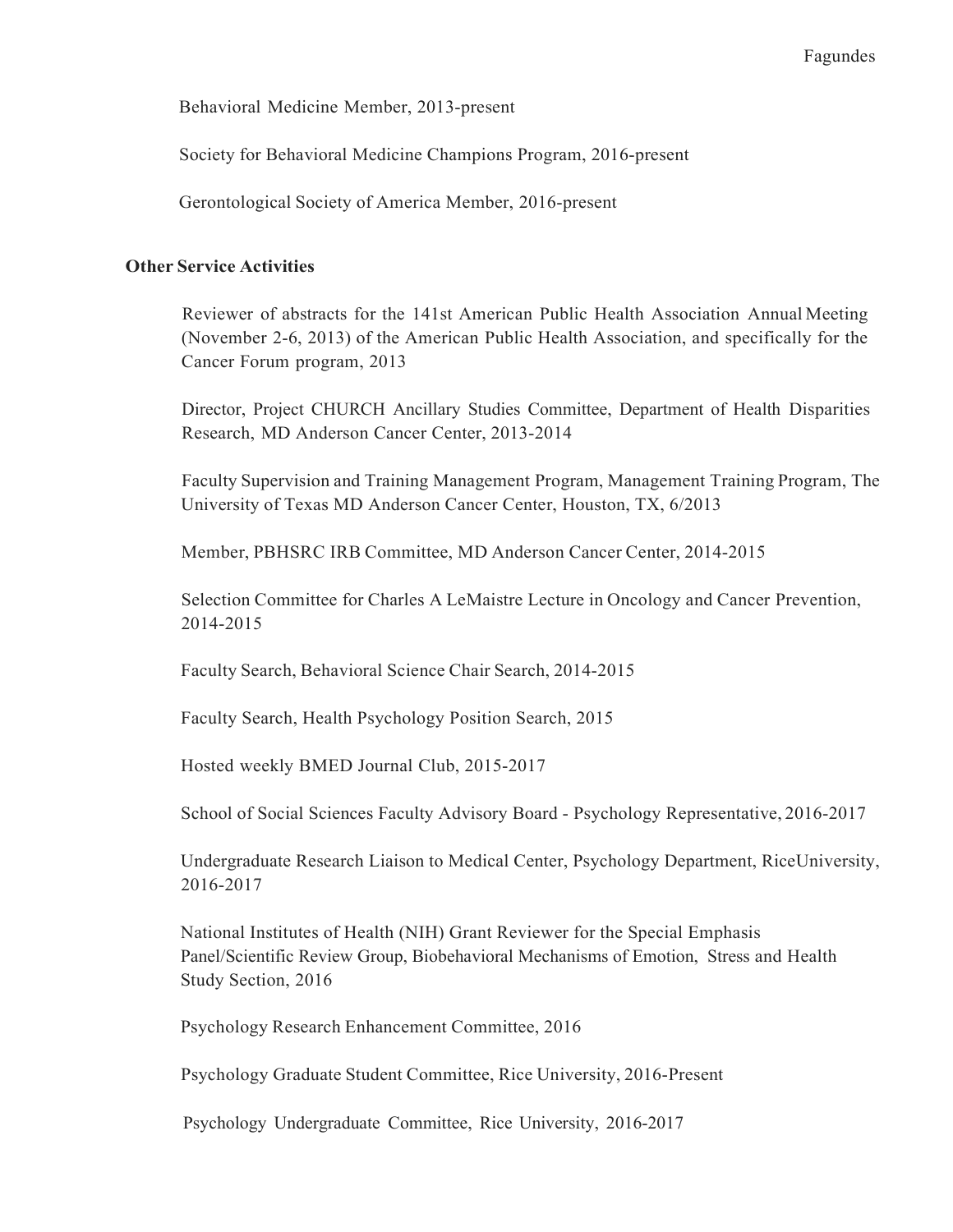Behavioral Medicine Member, 2013-present

Society for Behavioral Medicine Champions Program, 2016-present

Gerontological Society of America Member, 2016-present

**Other Service Activities**

Reviewer of abstracts for the 141st American Public Health Association Annual Meeting (November 2-6, 2013) of the American Public Health Association, and specifically for the Cancer Forum program, 2013

Director, Project CHURCH Ancillary Studies Committee, Department of Health Disparities Research, MD Anderson Cancer Center, 2013-2014

Faculty Supervision and Training Management Program, Management Training Program, The University of Texas MD Anderson Cancer Center, Houston, TX, 6/2013

Member, PBHSRC IRB Committee, MD Anderson Cancer Center, 2014-2015

Selection Committee for Charles A LeMaistre Lecture in Oncology and Cancer Prevention, 2014-2015

Faculty Search, Behavioral Science Chair Search, 2014-2015

Faculty Search, Health Psychology Position Search, 2015

Hosted weekly BMED Journal Club, 2015-2017

School of Social Sciences Faculty Advisory Board - Psychology Representative, 2016-2017

Undergraduate Research Liaison to Medical Center, Psychology Department, RiceUniversity, 2016-2017

National Institutes of Health (NIH) Grant Reviewer for the Special Emphasis Panel/Scientific Review Group, Biobehavioral Mechanisms of Emotion, Stress and Health Study Section, 2016

Psychology Research Enhancement Committee, 2016

Psychology Graduate Student Committee, Rice University, 2016-Present

Psychology Undergraduate Committee, Rice University, 2016-2017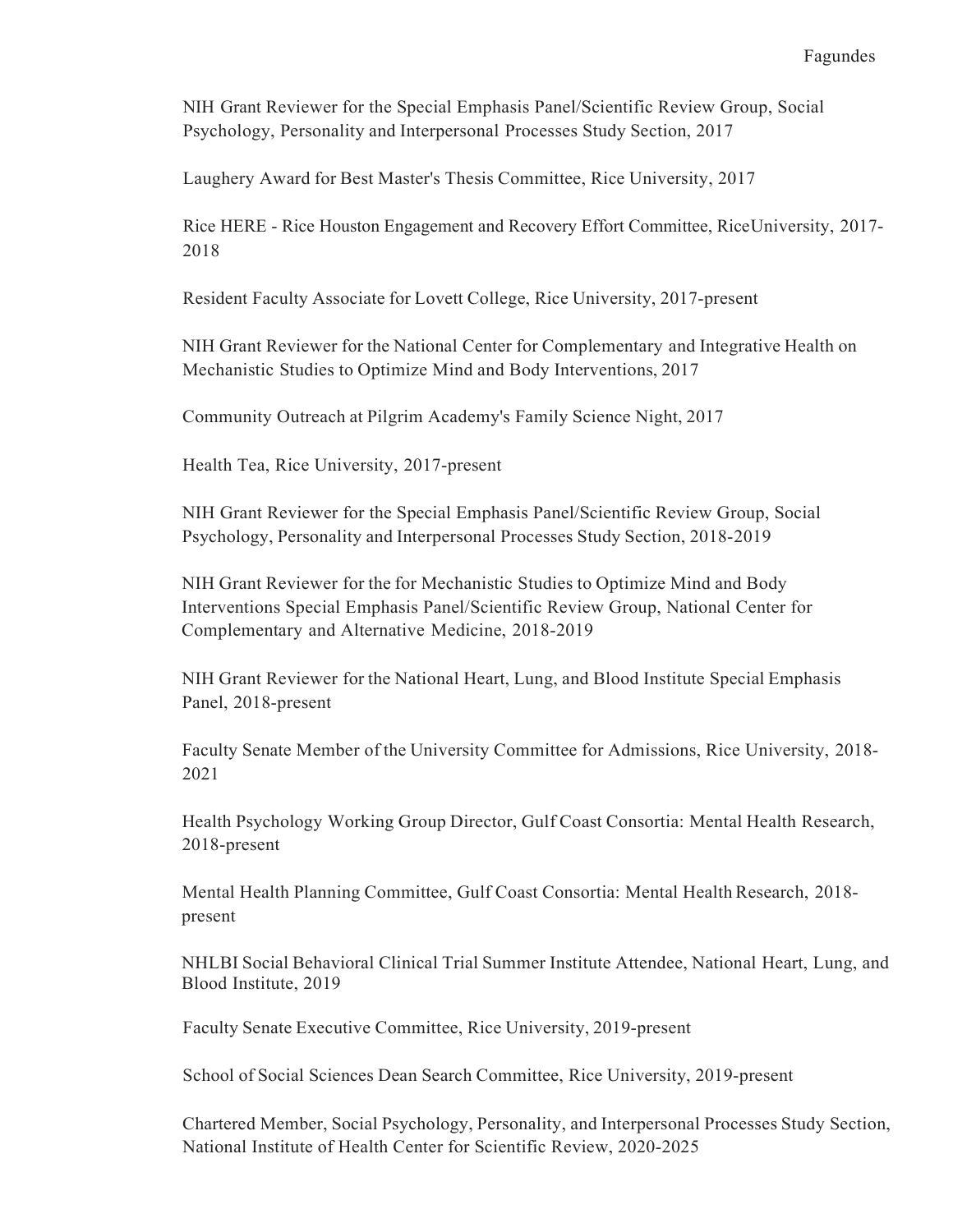NIH Grant Reviewer for the Special Emphasis Panel/Scientific Review Group, Social Psychology, Personality and Interpersonal Processes Study Section, 2017

Laughery Award for Best Master's Thesis Committee, Rice University, 2017

Rice HERE - Rice Houston Engagement and Recovery Effort Committee, RiceUniversity, 2017-2018

Resident Faculty Associate for Lovett College, Rice University, 2017-present

NIH Grant Reviewer for the National Center for Complementary and Integrative Health on Mechanistic Studies to Optimize Mind and Body Interventions, 2017

Community Outreach at Pilgrim Academy's Family Science Night, 2017

Health Tea, Rice University, 2017-present

NIH Grant Reviewer for the Special Emphasis Panel/Scientific Review Group, Social Psychology, Personality and Interpersonal Processes Study Section, 2018-2019

NIH Grant Reviewer for the for Mechanistic Studies to Optimize Mind and Body Interventions Special Emphasis Panel/Scientific Review Group, National Center for Complementary and Alternative Medicine, 2018-2019

NIH Grant Reviewer for the National Heart, Lung, and Blood Institute Special Emphasis Panel, 2018-present

Faculty Senate Member of the University Committee for Admissions, Rice University, 2018-2021

Health Psychology Working Group Director, Gulf Coast Consortia: Mental Health Research, 2018-present

Mental Health Planning Committee, Gulf Coast Consortia: Mental Health Research, 2018-present

NHLBI Social Behavioral Clinical Trial Summer Institute Attendee, National Heart, Lung, and Blood Institute, 2019

Faculty Senate Executive Committee, Rice University, 2019-present

School of Social Sciences Dean Search Committee, Rice University, 2019-present

Chartered Member, Social Psychology, Personality, and Interpersonal Processes Study Section, National Institute of Health Center for Scientific Review, 2020-2025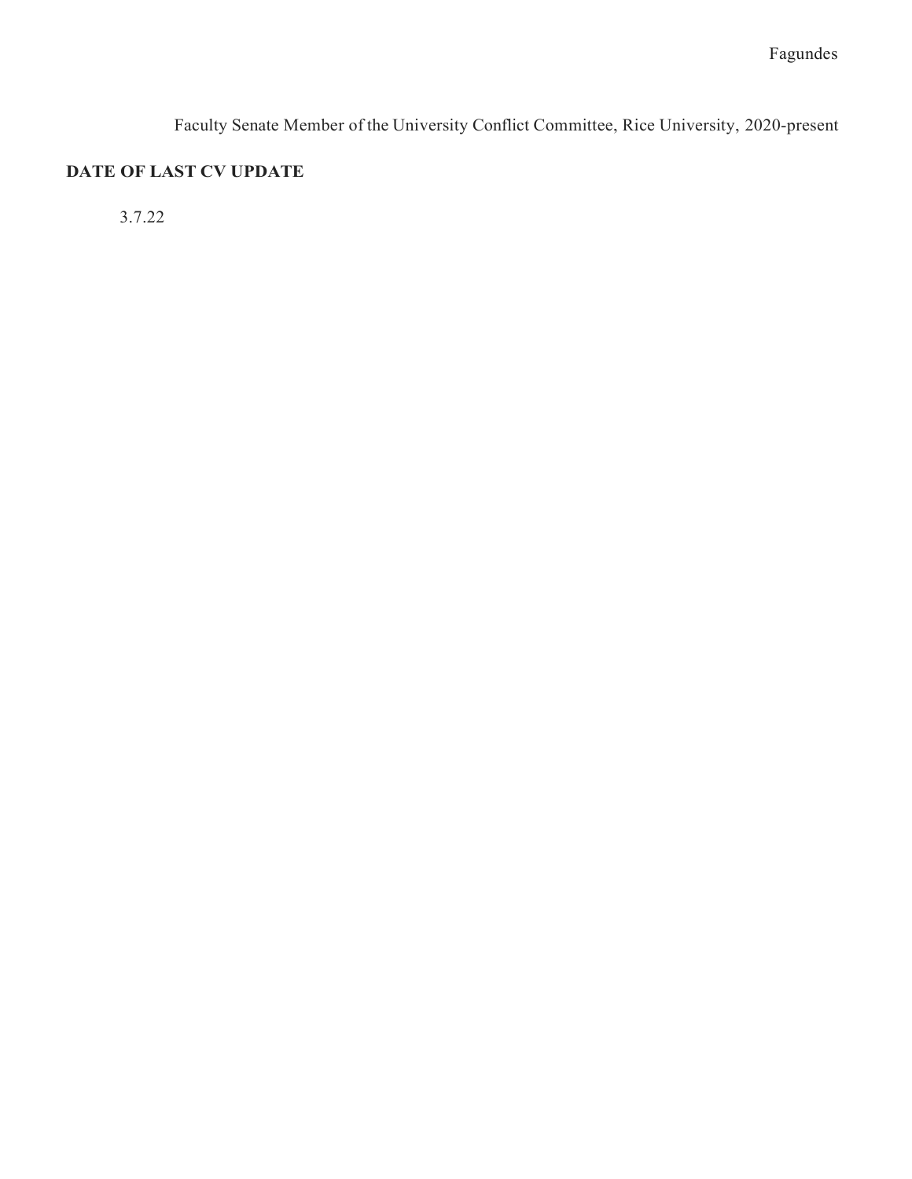Faculty Senate Member of the University Conflict Committee, Rice University, 2020-present

## DATE OF LAST CV UPDATE

3.7.22